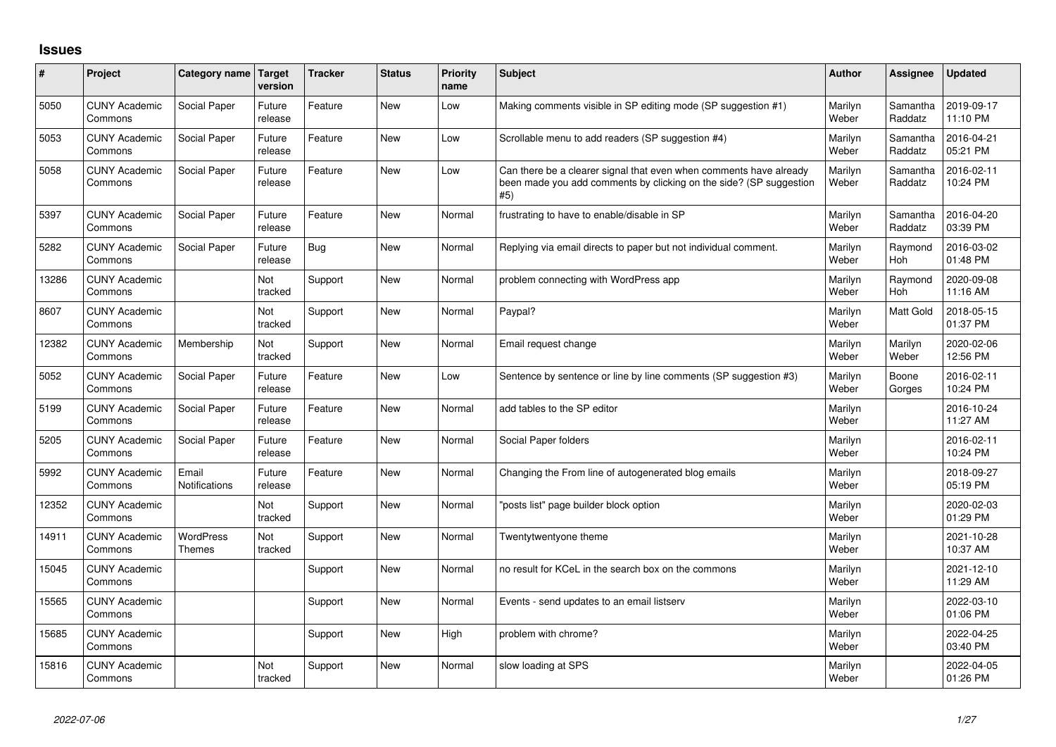# Issues

| # | Project | Category name | Target version | Tracker | Status | Priority name | Subject | Author | Assignee | Updated |
|---|---|---|---|---|---|---|---|---|---|---|
| 5050 | CUNY Academic Commons | Social Paper | Future release | Feature | New | Low | Making comments visible in SP editing mode (SP suggestion #1) | Marilyn Weber | Samantha Raddatz | 2019-09-17 11:10 PM |
| 5053 | CUNY Academic Commons | Social Paper | Future release | Feature | New | Low | Scrollable menu to add readers (SP suggestion #4) | Marilyn Weber | Samantha Raddatz | 2016-04-21 05:21 PM |
| 5058 | CUNY Academic Commons | Social Paper | Future release | Feature | New | Low | Can there be a clearer signal that even when comments have already been made you add comments by clicking on the side? (SP suggestion #5) | Marilyn Weber | Samantha Raddatz | 2016-02-11 10:24 PM |
| 5397 | CUNY Academic Commons | Social Paper | Future release | Feature | New | Normal | frustrating to have to enable/disable in SP | Marilyn Weber | Samantha Raddatz | 2016-04-20 03:39 PM |
| 5282 | CUNY Academic Commons | Social Paper | Future release | Bug | New | Normal | Replying via email directs to paper but not individual comment. | Marilyn Weber | Raymond Hoh | 2016-03-02 01:48 PM |
| 13286 | CUNY Academic Commons | | Not tracked | Support | New | Normal | problem connecting with WordPress app | Marilyn Weber | Raymond Hoh | 2020-09-08 11:16 AM |
| 8607 | CUNY Academic Commons | | Not tracked | Support | New | Normal | Paypal? | Marilyn Weber | Matt Gold | 2018-05-15 01:37 PM |
| 12382 | CUNY Academic Commons | Membership | Not tracked | Support | New | Normal | Email request change | Marilyn Weber | Marilyn Weber | 2020-02-06 12:56 PM |
| 5052 | CUNY Academic Commons | Social Paper | Future release | Feature | New | Low | Sentence by sentence or line by line comments (SP suggestion #3) | Marilyn Weber | Boone Gorges | 2016-02-11 10:24 PM |
| 5199 | CUNY Academic Commons | Social Paper | Future release | Feature | New | Normal | add tables to the SP editor | Marilyn Weber | | 2016-10-24 11:27 AM |
| 5205 | CUNY Academic Commons | Social Paper | Future release | Feature | New | Normal | Social Paper folders | Marilyn Weber | | 2016-02-11 10:24 PM |
| 5992 | CUNY Academic Commons | Email Notifications | Future release | Feature | New | Normal | Changing the From line of autogenerated blog emails | Marilyn Weber | | 2018-09-27 05:19 PM |
| 12352 | CUNY Academic Commons | | Not tracked | Support | New | Normal | "posts list" page builder block option | Marilyn Weber | | 2020-02-03 01:29 PM |
| 14911 | CUNY Academic Commons | WordPress Themes | Not tracked | Support | New | Normal | Twentytwentyone theme | Marilyn Weber | | 2021-10-28 10:37 AM |
| 15045 | CUNY Academic Commons | | | Support | New | Normal | no result for KCeL in the search box on the commons | Marilyn Weber | | 2021-12-10 11:29 AM |
| 15565 | CUNY Academic Commons | | | Support | New | Normal | Events - send updates to an email listserv | Marilyn Weber | | 2022-03-10 01:06 PM |
| 15685 | CUNY Academic Commons | | | Support | New | High | problem with chrome? | Marilyn Weber | | 2022-04-25 03:40 PM |
| 15816 | CUNY Academic Commons | | Not tracked | Support | New | Normal | slow loading at SPS | Marilyn Weber | | 2022-04-05 01:26 PM |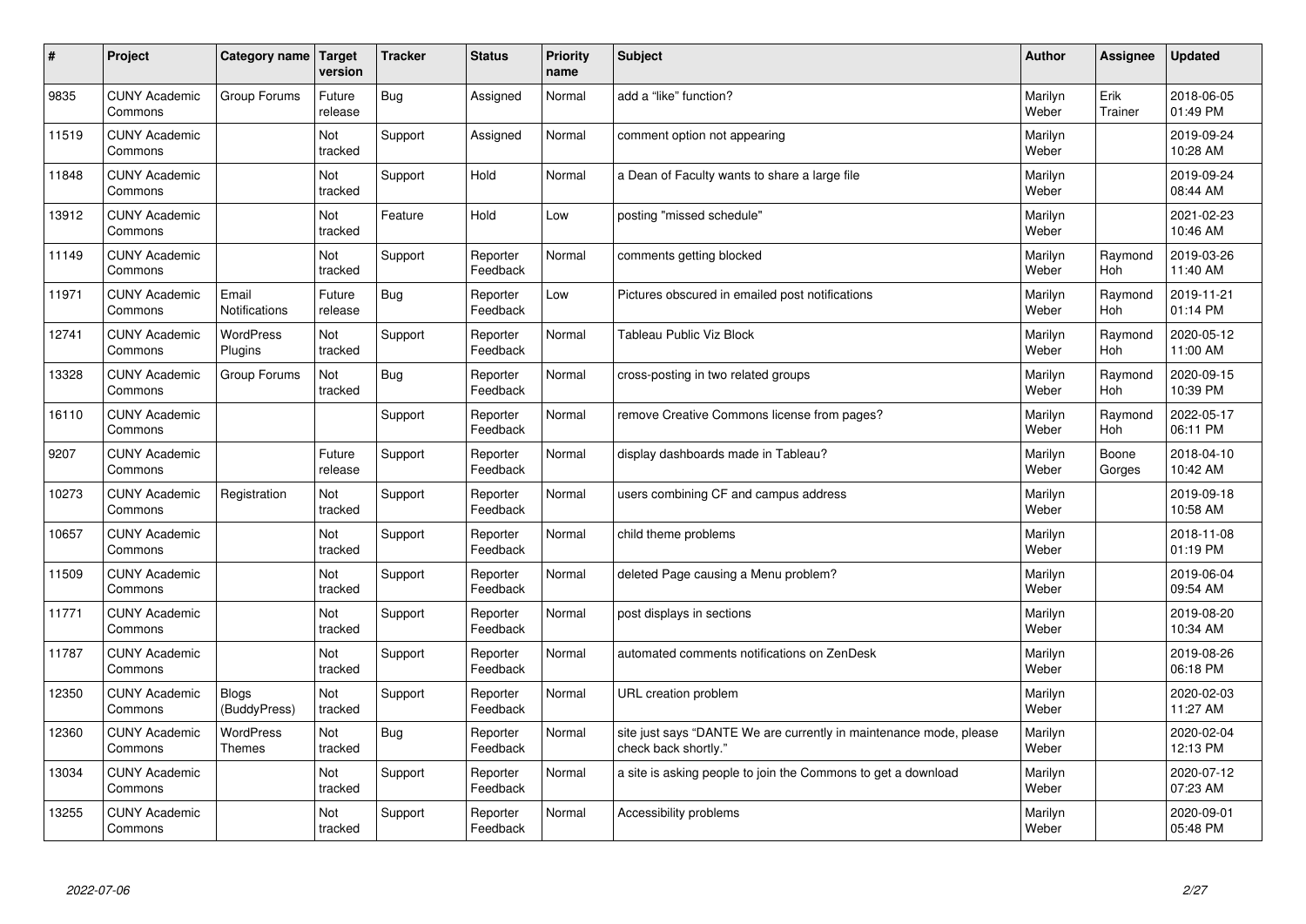| # | Project | Category name | Target version | Tracker | Status | Priority name | Subject | Author | Assignee | Updated |
|---|---|---|---|---|---|---|---|---|---|---|
| 9835 | CUNY Academic Commons | Group Forums | Future release | Bug | Assigned | Normal | add a “like” function? | Marilyn Weber | Erik Trainer | 2018-06-05 01:49 PM |
| 11519 | CUNY Academic Commons | | Not tracked | Support | Assigned | Normal | comment option not appearing | Marilyn Weber | | 2019-09-24 10:28 AM |
| 11848 | CUNY Academic Commons | | Not tracked | Support | Hold | Normal | a Dean of Faculty wants to share a large file | Marilyn Weber | | 2019-09-24 08:44 AM |
| 13912 | CUNY Academic Commons | | Not tracked | Feature | Hold | Low | posting "missed schedule" | Marilyn Weber | | 2021-02-23 10:46 AM |
| 11149 | CUNY Academic Commons | | Not tracked | Support | Reporter Feedback | Normal | comments getting blocked | Marilyn Weber | Raymond Hoh | 2019-03-26 11:40 AM |
| 11971 | CUNY Academic Commons | Email Notifications | Future release | Bug | Reporter Feedback | Low | Pictures obscured in emailed post notifications | Marilyn Weber | Raymond Hoh | 2019-11-21 01:14 PM |
| 12741 | CUNY Academic Commons | WordPress Plugins | Not tracked | Support | Reporter Feedback | Normal | Tableau Public Viz Block | Marilyn Weber | Raymond Hoh | 2020-05-12 11:00 AM |
| 13328 | CUNY Academic Commons | Group Forums | Not tracked | Bug | Reporter Feedback | Normal | cross-posting in two related groups | Marilyn Weber | Raymond Hoh | 2020-09-15 10:39 PM |
| 16110 | CUNY Academic Commons | | | Support | Reporter Feedback | Normal | remove Creative Commons license from pages? | Marilyn Weber | Raymond Hoh | 2022-05-17 06:11 PM |
| 9207 | CUNY Academic Commons | | Future release | Support | Reporter Feedback | Normal | display dashboards made in Tableau? | Marilyn Weber | Boone Gorges | 2018-04-10 10:42 AM |
| 10273 | CUNY Academic Commons | Registration | Not tracked | Support | Reporter Feedback | Normal | users combining CF and campus address | Marilyn Weber | | 2019-09-18 10:58 AM |
| 10657 | CUNY Academic Commons | | Not tracked | Support | Reporter Feedback | Normal | child theme problems | Marilyn Weber | | 2018-11-08 01:19 PM |
| 11509 | CUNY Academic Commons | | Not tracked | Support | Reporter Feedback | Normal | deleted Page causing a Menu problem? | Marilyn Weber | | 2019-06-04 09:54 AM |
| 11771 | CUNY Academic Commons | | Not tracked | Support | Reporter Feedback | Normal | post displays in sections | Marilyn Weber | | 2019-08-20 10:34 AM |
| 11787 | CUNY Academic Commons | | Not tracked | Support | Reporter Feedback | Normal | automated comments notifications on ZenDesk | Marilyn Weber | | 2019-08-26 06:18 PM |
| 12350 | CUNY Academic Commons | Blogs (BuddyPress) | Not tracked | Support | Reporter Feedback | Normal | URL creation problem | Marilyn Weber | | 2020-02-03 11:27 AM |
| 12360 | CUNY Academic Commons | WordPress Themes | Not tracked | Bug | Reporter Feedback | Normal | site just says “DANTE We are currently in maintenance mode, please check back shortly.” | Marilyn Weber | | 2020-02-04 12:13 PM |
| 13034 | CUNY Academic Commons | | Not tracked | Support | Reporter Feedback | Normal | a site is asking people to join the Commons to get a download | Marilyn Weber | | 2020-07-12 07:23 AM |
| 13255 | CUNY Academic Commons | | Not tracked | Support | Reporter Feedback | Normal | Accessibility problems | Marilyn Weber | | 2020-09-01 05:48 PM |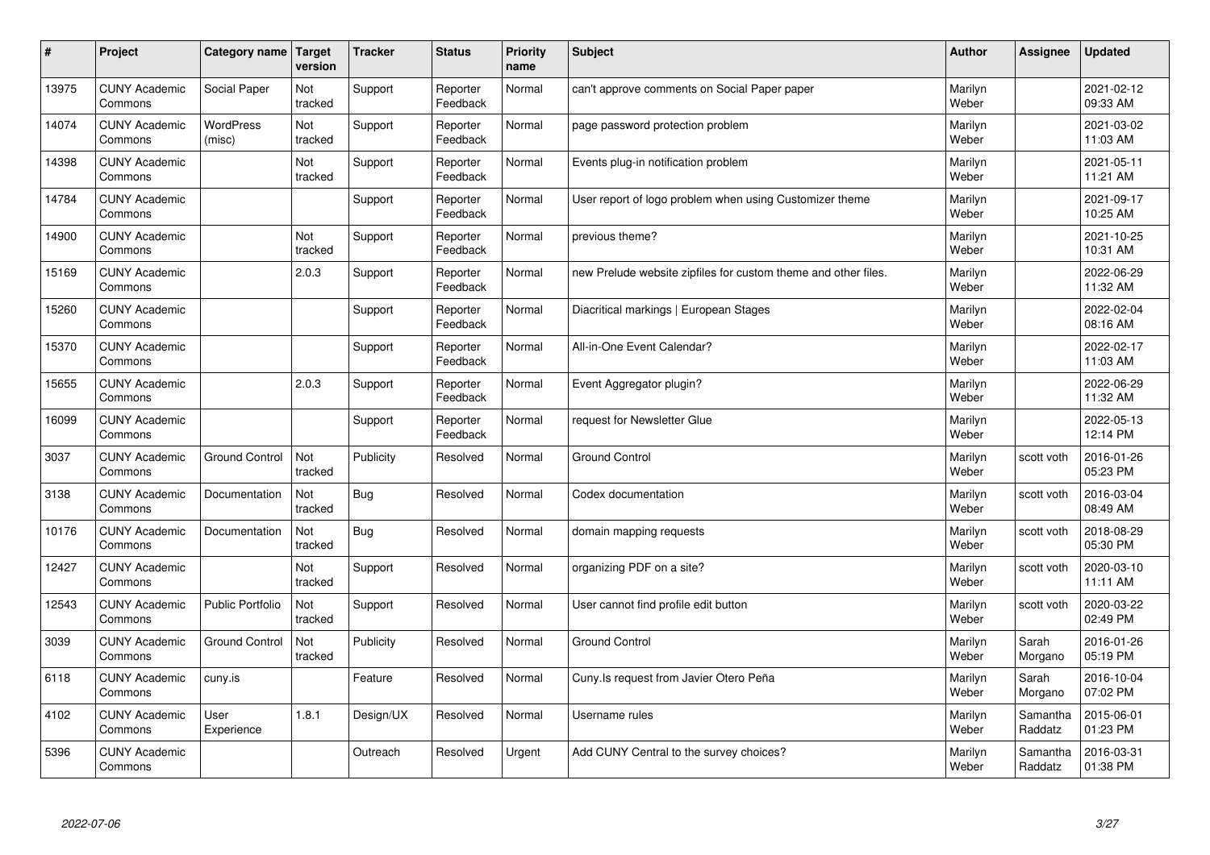| # | Project | Category name | Target version | Tracker | Status | Priority name | Subject | Author | Assignee | Updated |
|---|---|---|---|---|---|---|---|---|---|---|
| 13975 | CUNY Academic Commons | Social Paper | Not tracked | Support | Reporter Feedback | Normal | can't approve comments on Social Paper paper | Marilyn Weber | | 2021-02-12 09:33 AM |
| 14074 | CUNY Academic Commons | WordPress (misc) | Not tracked | Support | Reporter Feedback | Normal | page password protection problem | Marilyn Weber | | 2021-03-02 11:03 AM |
| 14398 | CUNY Academic Commons | | Not tracked | Support | Reporter Feedback | Normal | Events plug-in notification problem | Marilyn Weber | | 2021-05-11 11:21 AM |
| 14784 | CUNY Academic Commons | | | Support | Reporter Feedback | Normal | User report of logo problem when using Customizer theme | Marilyn Weber | | 2021-09-17 10:25 AM |
| 14900 | CUNY Academic Commons | | Not tracked | Support | Reporter Feedback | Normal | previous theme? | Marilyn Weber | | 2021-10-25 10:31 AM |
| 15169 | CUNY Academic Commons | | 2.0.3 | Support | Reporter Feedback | Normal | new Prelude website zipfiles for custom theme and other files. | Marilyn Weber | | 2022-06-29 11:32 AM |
| 15260 | CUNY Academic Commons | | | Support | Reporter Feedback | Normal | Diacritical markings \| European Stages | Marilyn Weber | | 2022-02-04 08:16 AM |
| 15370 | CUNY Academic Commons | | | Support | Reporter Feedback | Normal | All-in-One Event Calendar? | Marilyn Weber | | 2022-02-17 11:03 AM |
| 15655 | CUNY Academic Commons | | 2.0.3 | Support | Reporter Feedback | Normal | Event Aggregator plugin? | Marilyn Weber | | 2022-06-29 11:32 AM |
| 16099 | CUNY Academic Commons | | | Support | Reporter Feedback | Normal | request for Newsletter Glue | Marilyn Weber | | 2022-05-13 12:14 PM |
| 3037 | CUNY Academic Commons | Ground Control | Not tracked | Publicity | Resolved | Normal | Ground Control | Marilyn Weber | scott voth | 2016-01-26 05:23 PM |
| 3138 | CUNY Academic Commons | Documentation | Not tracked | Bug | Resolved | Normal | Codex documentation | Marilyn Weber | scott voth | 2016-03-04 08:49 AM |
| 10176 | CUNY Academic Commons | Documentation | Not tracked | Bug | Resolved | Normal | domain mapping requests | Marilyn Weber | scott voth | 2018-08-29 05:30 PM |
| 12427 | CUNY Academic Commons | | Not tracked | Support | Resolved | Normal | organizing PDF on a site? | Marilyn Weber | scott voth | 2020-03-10 11:11 AM |
| 12543 | CUNY Academic Commons | Public Portfolio | Not tracked | Support | Resolved | Normal | User cannot find profile edit button | Marilyn Weber | scott voth | 2020-03-22 02:49 PM |
| 3039 | CUNY Academic Commons | Ground Control | Not tracked | Publicity | Resolved | Normal | Ground Control | Marilyn Weber | Sarah Morgano | 2016-01-26 05:19 PM |
| 6118 | CUNY Academic Commons | cuny.is | | Feature | Resolved | Normal | Cuny.Is request from Javier Otero Peña | Marilyn Weber | Sarah Morgano | 2016-10-04 07:02 PM |
| 4102 | CUNY Academic Commons | User Experience | 1.8.1 | Design/UX | Resolved | Normal | Username rules | Marilyn Weber | Samantha Raddatz | 2015-06-01 01:23 PM |
| 5396 | CUNY Academic Commons | | | Outreach | Resolved | Urgent | Add CUNY Central to the survey choices? | Marilyn Weber | Samantha Raddatz | 2016-03-31 01:38 PM |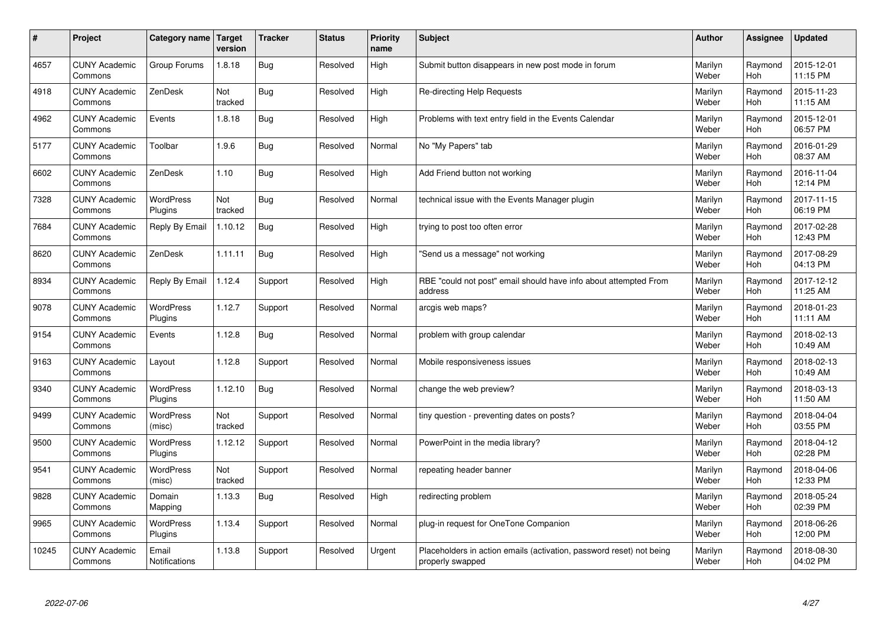| # | Project | Category name | Target version | Tracker | Status | Priority name | Subject | Author | Assignee | Updated |
|---|---|---|---|---|---|---|---|---|---|---|
| 4657 | CUNY Academic Commons | Group Forums | 1.8.18 | Bug | Resolved | High | Submit button disappears in new post mode in forum | Marilyn Weber | Raymond Hoh | 2015-12-01 11:15 PM |
| 4918 | CUNY Academic Commons | ZenDesk | Not tracked | Bug | Resolved | High | Re-directing Help Requests | Marilyn Weber | Raymond Hoh | 2015-11-23 11:15 AM |
| 4962 | CUNY Academic Commons | Events | 1.8.18 | Bug | Resolved | High | Problems with text entry field in the Events Calendar | Marilyn Weber | Raymond Hoh | 2015-12-01 06:57 PM |
| 5177 | CUNY Academic Commons | Toolbar | 1.9.6 | Bug | Resolved | Normal | No "My Papers" tab | Marilyn Weber | Raymond Hoh | 2016-01-29 08:37 AM |
| 6602 | CUNY Academic Commons | ZenDesk | 1.10 | Bug | Resolved | High | Add Friend button not working | Marilyn Weber | Raymond Hoh | 2016-11-04 12:14 PM |
| 7328 | CUNY Academic Commons | WordPress Plugins | Not tracked | Bug | Resolved | Normal | technical issue with the Events Manager plugin | Marilyn Weber | Raymond Hoh | 2017-11-15 06:19 PM |
| 7684 | CUNY Academic Commons | Reply By Email | 1.10.12 | Bug | Resolved | High | trying to post too often error | Marilyn Weber | Raymond Hoh | 2017-02-28 12:43 PM |
| 8620 | CUNY Academic Commons | ZenDesk | 1.11.11 | Bug | Resolved | High | "Send us a message" not working | Marilyn Weber | Raymond Hoh | 2017-08-29 04:13 PM |
| 8934 | CUNY Academic Commons | Reply By Email | 1.12.4 | Support | Resolved | High | RBE "could not post" email should have info about attempted From address | Marilyn Weber | Raymond Hoh | 2017-12-12 11:25 AM |
| 9078 | CUNY Academic Commons | WordPress Plugins | 1.12.7 | Support | Resolved | Normal | arcgis web maps? | Marilyn Weber | Raymond Hoh | 2018-01-23 11:11 AM |
| 9154 | CUNY Academic Commons | Events | 1.12.8 | Bug | Resolved | Normal | problem with group calendar | Marilyn Weber | Raymond Hoh | 2018-02-13 10:49 AM |
| 9163 | CUNY Academic Commons | Layout | 1.12.8 | Support | Resolved | Normal | Mobile responsiveness issues | Marilyn Weber | Raymond Hoh | 2018-02-13 10:49 AM |
| 9340 | CUNY Academic Commons | WordPress Plugins | 1.12.10 | Bug | Resolved | Normal | change the web preview? | Marilyn Weber | Raymond Hoh | 2018-03-13 11:50 AM |
| 9499 | CUNY Academic Commons | WordPress (misc) | Not tracked | Support | Resolved | Normal | tiny question - preventing dates on posts? | Marilyn Weber | Raymond Hoh | 2018-04-04 03:55 PM |
| 9500 | CUNY Academic Commons | WordPress Plugins | 1.12.12 | Support | Resolved | Normal | PowerPoint in the media library? | Marilyn Weber | Raymond Hoh | 2018-04-12 02:28 PM |
| 9541 | CUNY Academic Commons | WordPress (misc) | Not tracked | Support | Resolved | Normal | repeating header banner | Marilyn Weber | Raymond Hoh | 2018-04-06 12:33 PM |
| 9828 | CUNY Academic Commons | Domain Mapping | 1.13.3 | Bug | Resolved | High | redirecting problem | Marilyn Weber | Raymond Hoh | 2018-05-24 02:39 PM |
| 9965 | CUNY Academic Commons | WordPress Plugins | 1.13.4 | Support | Resolved | Normal | plug-in request for OneTone Companion | Marilyn Weber | Raymond Hoh | 2018-06-26 12:00 PM |
| 10245 | CUNY Academic Commons | Email Notifications | 1.13.8 | Support | Resolved | Urgent | Placeholders in action emails (activation, password reset) not being properly swapped | Marilyn Weber | Raymond Hoh | 2018-08-30 04:02 PM |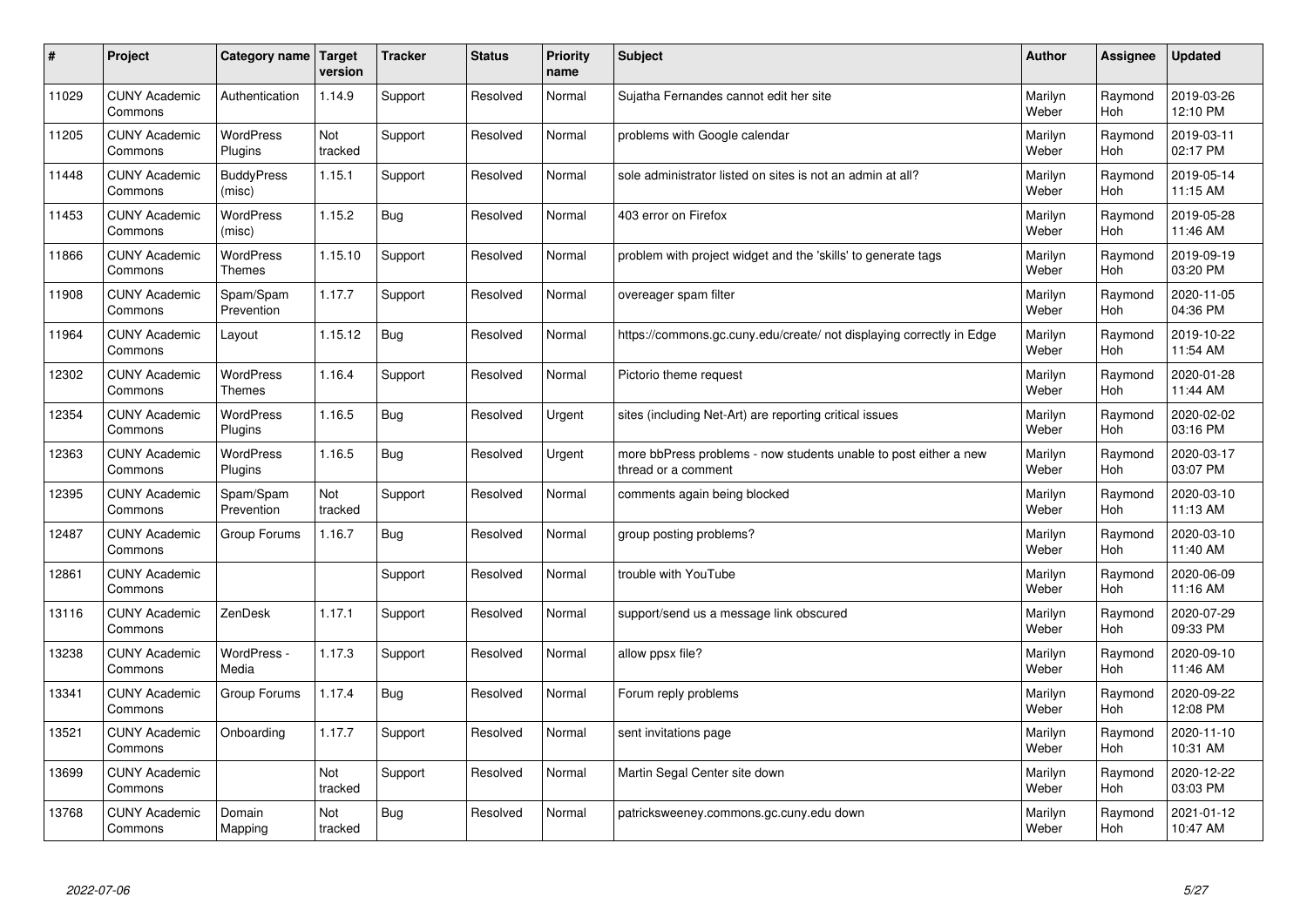| # | Project | Category name | Target version | Tracker | Status | Priority name | Subject | Author | Assignee | Updated |
|---|---|---|---|---|---|---|---|---|---|---|
| 11029 | CUNY Academic Commons | Authentication | 1.14.9 | Support | Resolved | Normal | Sujatha Fernandes cannot edit her site | Marilyn Weber | Raymond Hoh | 2019-03-26 12:10 PM |
| 11205 | CUNY Academic Commons | WordPress Plugins | Not tracked | Support | Resolved | Normal | problems with Google calendar | Marilyn Weber | Raymond Hoh | 2019-03-11 02:17 PM |
| 11448 | CUNY Academic Commons | BuddyPress (misc) | 1.15.1 | Support | Resolved | Normal | sole administrator listed on sites is not an admin at all? | Marilyn Weber | Raymond Hoh | 2019-05-14 11:15 AM |
| 11453 | CUNY Academic Commons | WordPress (misc) | 1.15.2 | Bug | Resolved | Normal | 403 error on Firefox | Marilyn Weber | Raymond Hoh | 2019-05-28 11:46 AM |
| 11866 | CUNY Academic Commons | WordPress Themes | 1.15.10 | Support | Resolved | Normal | problem with project widget and the 'skills' to generate tags | Marilyn Weber | Raymond Hoh | 2019-09-19 03:20 PM |
| 11908 | CUNY Academic Commons | Spam/Spam Prevention | 1.17.7 | Support | Resolved | Normal | overeager spam filter | Marilyn Weber | Raymond Hoh | 2020-11-05 04:36 PM |
| 11964 | CUNY Academic Commons | Layout | 1.15.12 | Bug | Resolved | Normal | https://commons.gc.cuny.edu/create/ not displaying correctly in Edge | Marilyn Weber | Raymond Hoh | 2019-10-22 11:54 AM |
| 12302 | CUNY Academic Commons | WordPress Themes | 1.16.4 | Support | Resolved | Normal | Pictorio theme request | Marilyn Weber | Raymond Hoh | 2020-01-28 11:44 AM |
| 12354 | CUNY Academic Commons | WordPress Plugins | 1.16.5 | Bug | Resolved | Urgent | sites (including Net-Art) are reporting critical issues | Marilyn Weber | Raymond Hoh | 2020-02-02 03:16 PM |
| 12363 | CUNY Academic Commons | WordPress Plugins | 1.16.5 | Bug | Resolved | Urgent | more bbPress problems - now students unable to post either a new thread or a comment | Marilyn Weber | Raymond Hoh | 2020-03-17 03:07 PM |
| 12395 | CUNY Academic Commons | Spam/Spam Prevention | Not tracked | Support | Resolved | Normal | comments again being blocked | Marilyn Weber | Raymond Hoh | 2020-03-10 11:13 AM |
| 12487 | CUNY Academic Commons | Group Forums | 1.16.7 | Bug | Resolved | Normal | group posting problems? | Marilyn Weber | Raymond Hoh | 2020-03-10 11:40 AM |
| 12861 | CUNY Academic Commons | | | Support | Resolved | Normal | trouble with YouTube | Marilyn Weber | Raymond Hoh | 2020-06-09 11:16 AM |
| 13116 | CUNY Academic Commons | ZenDesk | 1.17.1 | Support | Resolved | Normal | support/send us a message link obscured | Marilyn Weber | Raymond Hoh | 2020-07-29 09:33 PM |
| 13238 | CUNY Academic Commons | WordPress - Media | 1.17.3 | Support | Resolved | Normal | allow ppsx file? | Marilyn Weber | Raymond Hoh | 2020-09-10 11:46 AM |
| 13341 | CUNY Academic Commons | Group Forums | 1.17.4 | Bug | Resolved | Normal | Forum reply problems | Marilyn Weber | Raymond Hoh | 2020-09-22 12:08 PM |
| 13521 | CUNY Academic Commons | Onboarding | 1.17.7 | Support | Resolved | Normal | sent invitations page | Marilyn Weber | Raymond Hoh | 2020-11-10 10:31 AM |
| 13699 | CUNY Academic Commons | | Not tracked | Support | Resolved | Normal | Martin Segal Center site down | Marilyn Weber | Raymond Hoh | 2020-12-22 03:03 PM |
| 13768 | CUNY Academic Commons | Domain Mapping | Not tracked | Bug | Resolved | Normal | patricksweeney.commons.gc.cuny.edu down | Marilyn Weber | Raymond Hoh | 2021-01-12 10:47 AM |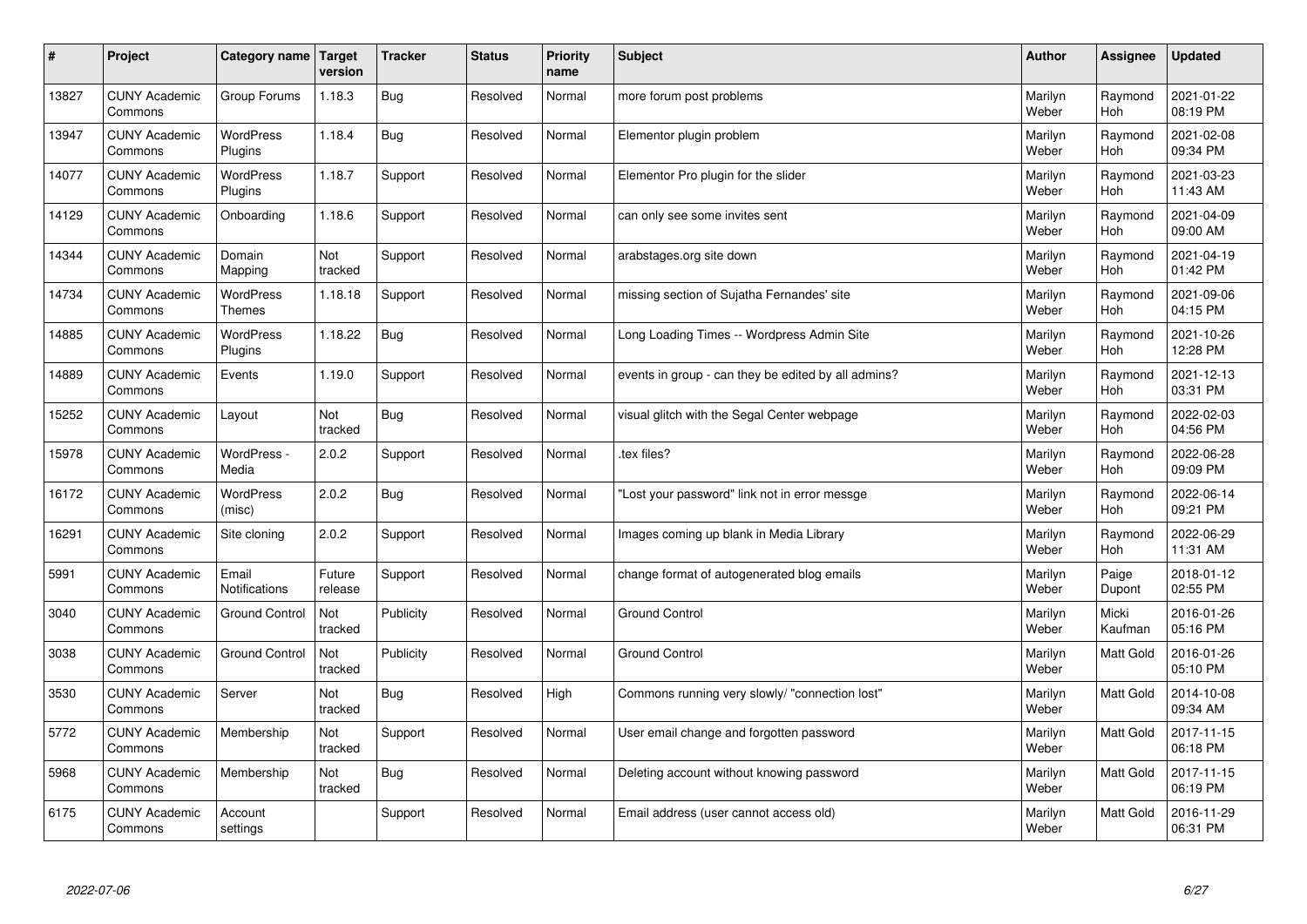| # | Project | Category name | Target version | Tracker | Status | Priority name | Subject | Author | Assignee | Updated |
|---|---|---|---|---|---|---|---|---|---|---|
| 13827 | CUNY Academic Commons | Group Forums | 1.18.3 | Bug | Resolved | Normal | more forum post problems | Marilyn Weber | Raymond Hoh | 2021-01-22 08:19 PM |
| 13947 | CUNY Academic Commons | WordPress Plugins | 1.18.4 | Bug | Resolved | Normal | Elementor plugin problem | Marilyn Weber | Raymond Hoh | 2021-02-08 09:34 PM |
| 14077 | CUNY Academic Commons | WordPress Plugins | 1.18.7 | Support | Resolved | Normal | Elementor Pro plugin for the slider | Marilyn Weber | Raymond Hoh | 2021-03-23 11:43 AM |
| 14129 | CUNY Academic Commons | Onboarding | 1.18.6 | Support | Resolved | Normal | can only see some invites sent | Marilyn Weber | Raymond Hoh | 2021-04-09 09:00 AM |
| 14344 | CUNY Academic Commons | Domain Mapping | Not tracked | Support | Resolved | Normal | arabstages.org site down | Marilyn Weber | Raymond Hoh | 2021-04-19 01:42 PM |
| 14734 | CUNY Academic Commons | WordPress Themes | 1.18.18 | Support | Resolved | Normal | missing section of Sujatha Fernandes' site | Marilyn Weber | Raymond Hoh | 2021-09-06 04:15 PM |
| 14885 | CUNY Academic Commons | WordPress Plugins | 1.18.22 | Bug | Resolved | Normal | Long Loading Times -- Wordpress Admin Site | Marilyn Weber | Raymond Hoh | 2021-10-26 12:28 PM |
| 14889 | CUNY Academic Commons | Events | 1.19.0 | Support | Resolved | Normal | events in group - can they be edited by all admins? | Marilyn Weber | Raymond Hoh | 2021-12-13 03:31 PM |
| 15252 | CUNY Academic Commons | Layout | Not tracked | Bug | Resolved | Normal | visual glitch with the Segal Center webpage | Marilyn Weber | Raymond Hoh | 2022-02-03 04:56 PM |
| 15978 | CUNY Academic Commons | WordPress - Media | 2.0.2 | Support | Resolved | Normal | .tex files? | Marilyn Weber | Raymond Hoh | 2022-06-28 09:09 PM |
| 16172 | CUNY Academic Commons | WordPress (misc) | 2.0.2 | Bug | Resolved | Normal | "Lost your password" link not in error messge | Marilyn Weber | Raymond Hoh | 2022-06-14 09:21 PM |
| 16291 | CUNY Academic Commons | Site cloning | 2.0.2 | Support | Resolved | Normal | Images coming up blank in Media Library | Marilyn Weber | Raymond Hoh | 2022-06-29 11:31 AM |
| 5991 | CUNY Academic Commons | Email Notifications | Future release | Support | Resolved | Normal | change format of autogenerated blog emails | Marilyn Weber | Paige Dupont | 2018-01-12 02:55 PM |
| 3040 | CUNY Academic Commons | Ground Control | Not tracked | Publicity | Resolved | Normal | Ground Control | Marilyn Weber | Micki Kaufman | 2016-01-26 05:16 PM |
| 3038 | CUNY Academic Commons | Ground Control | Not tracked | Publicity | Resolved | Normal | Ground Control | Marilyn Weber | Matt Gold | 2016-01-26 05:10 PM |
| 3530 | CUNY Academic Commons | Server | Not tracked | Bug | Resolved | High | Commons running very slowly/ "connection lost" | Marilyn Weber | Matt Gold | 2014-10-08 09:34 AM |
| 5772 | CUNY Academic Commons | Membership | Not tracked | Support | Resolved | Normal | User email change and forgotten password | Marilyn Weber | Matt Gold | 2017-11-15 06:18 PM |
| 5968 | CUNY Academic Commons | Membership | Not tracked | Bug | Resolved | Normal | Deleting account without knowing password | Marilyn Weber | Matt Gold | 2017-11-15 06:19 PM |
| 6175 | CUNY Academic Commons | Account settings | | Support | Resolved | Normal | Email address (user cannot access old) | Marilyn Weber | Matt Gold | 2016-11-29 06:31 PM |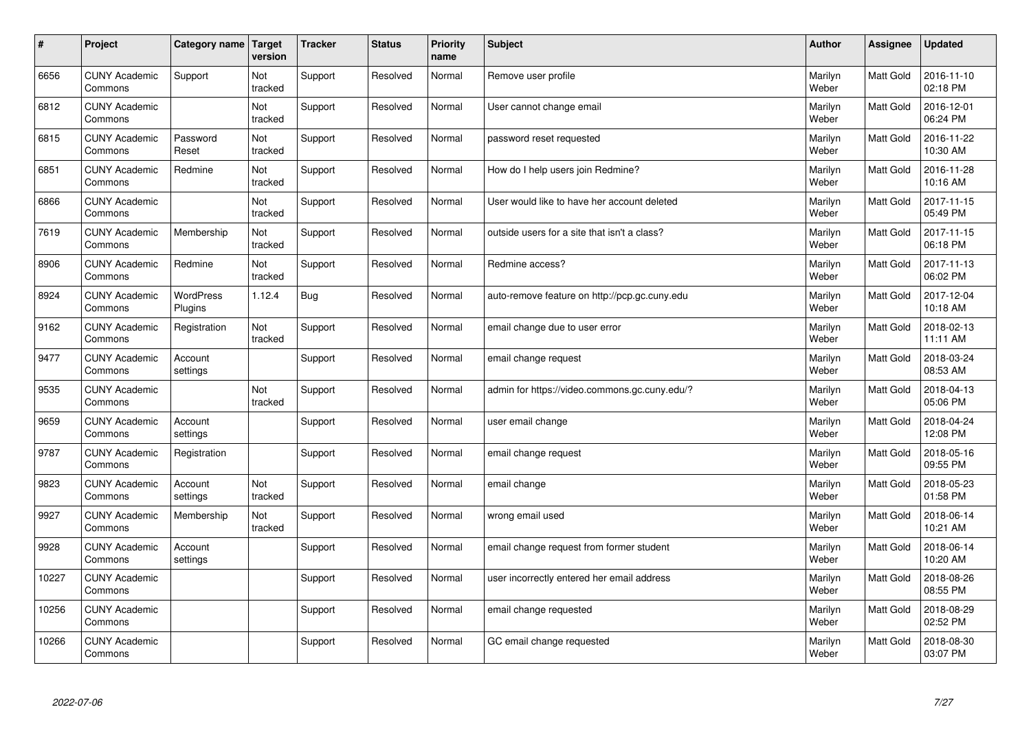| # | Project | Category name | Target version | Tracker | Status | Priority name | Subject | Author | Assignee | Updated |
|---|---|---|---|---|---|---|---|---|---|---|
| 6656 | CUNY Academic Commons | Support | Not tracked | Support | Resolved | Normal | Remove user profile | Marilyn Weber | Matt Gold | 2016-11-10 02:18 PM |
| 6812 | CUNY Academic Commons | | Not tracked | Support | Resolved | Normal | User cannot change email | Marilyn Weber | Matt Gold | 2016-12-01 06:24 PM |
| 6815 | CUNY Academic Commons | Password Reset | Not tracked | Support | Resolved | Normal | password reset requested | Marilyn Weber | Matt Gold | 2016-11-22 10:30 AM |
| 6851 | CUNY Academic Commons | Redmine | Not tracked | Support | Resolved | Normal | How do I help users join Redmine? | Marilyn Weber | Matt Gold | 2016-11-28 10:16 AM |
| 6866 | CUNY Academic Commons | | Not tracked | Support | Resolved | Normal | User would like to have her account deleted | Marilyn Weber | Matt Gold | 2017-11-15 05:49 PM |
| 7619 | CUNY Academic Commons | Membership | Not tracked | Support | Resolved | Normal | outside users for a site that isn't a class? | Marilyn Weber | Matt Gold | 2017-11-15 06:18 PM |
| 8906 | CUNY Academic Commons | Redmine | Not tracked | Support | Resolved | Normal | Redmine access? | Marilyn Weber | Matt Gold | 2017-11-13 06:02 PM |
| 8924 | CUNY Academic Commons | WordPress Plugins | 1.12.4 | Bug | Resolved | Normal | auto-remove feature on http://pcp.gc.cuny.edu | Marilyn Weber | Matt Gold | 2017-12-04 10:18 AM |
| 9162 | CUNY Academic Commons | Registration | Not tracked | Support | Resolved | Normal | email change due to user error | Marilyn Weber | Matt Gold | 2018-02-13 11:11 AM |
| 9477 | CUNY Academic Commons | Account settings | | Support | Resolved | Normal | email change request | Marilyn Weber | Matt Gold | 2018-03-24 08:53 AM |
| 9535 | CUNY Academic Commons | | Not tracked | Support | Resolved | Normal | admin for https://video.commons.gc.cuny.edu/? | Marilyn Weber | Matt Gold | 2018-04-13 05:06 PM |
| 9659 | CUNY Academic Commons | Account settings | | Support | Resolved | Normal | user email change | Marilyn Weber | Matt Gold | 2018-04-24 12:08 PM |
| 9787 | CUNY Academic Commons | Registration | | Support | Resolved | Normal | email change request | Marilyn Weber | Matt Gold | 2018-05-16 09:55 PM |
| 9823 | CUNY Academic Commons | Account settings | Not tracked | Support | Resolved | Normal | email change | Marilyn Weber | Matt Gold | 2018-05-23 01:58 PM |
| 9927 | CUNY Academic Commons | Membership | Not tracked | Support | Resolved | Normal | wrong email used | Marilyn Weber | Matt Gold | 2018-06-14 10:21 AM |
| 9928 | CUNY Academic Commons | Account settings | | Support | Resolved | Normal | email change request from former student | Marilyn Weber | Matt Gold | 2018-06-14 10:20 AM |
| 10227 | CUNY Academic Commons | | | Support | Resolved | Normal | user incorrectly entered her email address | Marilyn Weber | Matt Gold | 2018-08-26 08:55 PM |
| 10256 | CUNY Academic Commons | | | Support | Resolved | Normal | email change requested | Marilyn Weber | Matt Gold | 2018-08-29 02:52 PM |
| 10266 | CUNY Academic Commons | | | Support | Resolved | Normal | GC email change requested | Marilyn Weber | Matt Gold | 2018-08-30 03:07 PM |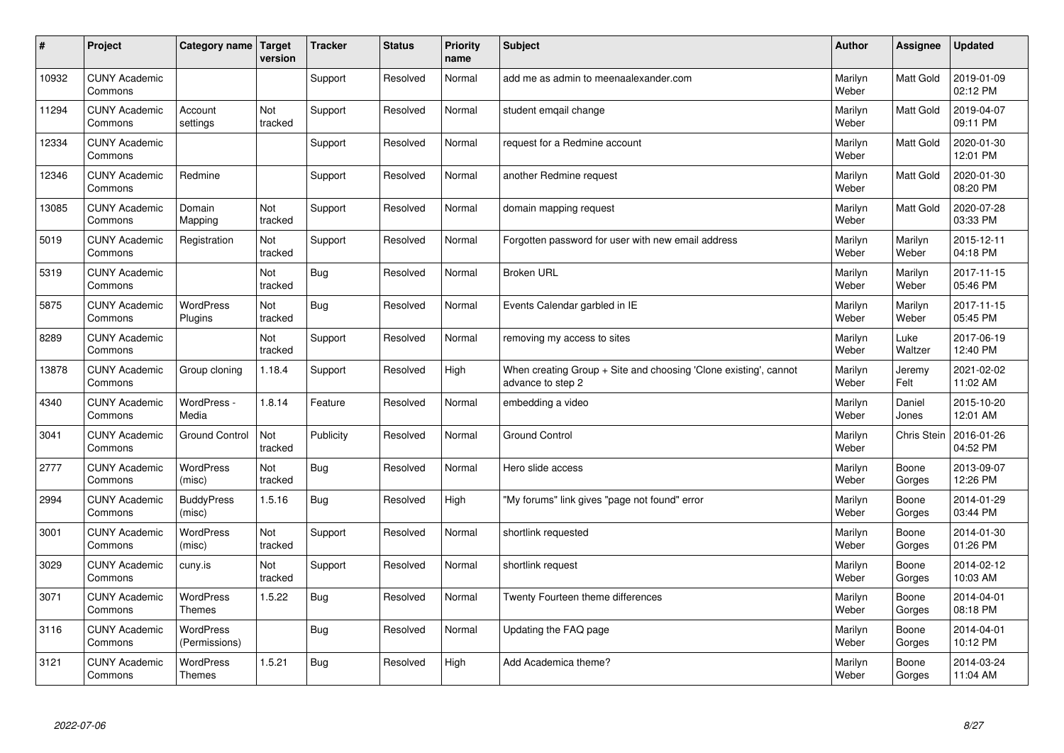| # | Project | Category name | Target version | Tracker | Status | Priority name | Subject | Author | Assignee | Updated |
|---|---|---|---|---|---|---|---|---|---|---|
| 10932 | CUNY Academic Commons | | | Support | Resolved | Normal | add me as admin to meenaalexander.com | Marilyn Weber | Matt Gold | 2019-01-09 02:12 PM |
| 11294 | CUNY Academic Commons | Account settings | Not tracked | Support | Resolved | Normal | student emqail change | Marilyn Weber | Matt Gold | 2019-04-07 09:11 PM |
| 12334 | CUNY Academic Commons | | | Support | Resolved | Normal | request for a Redmine account | Marilyn Weber | Matt Gold | 2020-01-30 12:01 PM |
| 12346 | CUNY Academic Commons | Redmine | | Support | Resolved | Normal | another Redmine request | Marilyn Weber | Matt Gold | 2020-01-30 08:20 PM |
| 13085 | CUNY Academic Commons | Domain Mapping | Not tracked | Support | Resolved | Normal | domain mapping request | Marilyn Weber | Matt Gold | 2020-07-28 03:33 PM |
| 5019 | CUNY Academic Commons | Registration | Not tracked | Support | Resolved | Normal | Forgotten password for user with new email address | Marilyn Weber | Marilyn Weber | 2015-12-11 04:18 PM |
| 5319 | CUNY Academic Commons | | Not tracked | Bug | Resolved | Normal | Broken URL | Marilyn Weber | Marilyn Weber | 2017-11-15 05:46 PM |
| 5875 | CUNY Academic Commons | WordPress Plugins | Not tracked | Bug | Resolved | Normal | Events Calendar garbled in IE | Marilyn Weber | Marilyn Weber | 2017-11-15 05:45 PM |
| 8289 | CUNY Academic Commons | | Not tracked | Support | Resolved | Normal | removing my access to sites | Marilyn Weber | Luke Waltzer | 2017-06-19 12:40 PM |
| 13878 | CUNY Academic Commons | Group cloning | 1.18.4 | Support | Resolved | High | When creating Group + Site and choosing 'Clone existing', cannot advance to step 2 | Marilyn Weber | Jeremy Felt | 2021-02-02 11:02 AM |
| 4340 | CUNY Academic Commons | WordPress - Media | 1.8.14 | Feature | Resolved | Normal | embedding a video | Marilyn Weber | Daniel Jones | 2015-10-20 12:01 AM |
| 3041 | CUNY Academic Commons | Ground Control | Not tracked | Publicity | Resolved | Normal | Ground Control | Marilyn Weber | Chris Stein | 2016-01-26 04:52 PM |
| 2777 | CUNY Academic Commons | WordPress (misc) | Not tracked | Bug | Resolved | Normal | Hero slide access | Marilyn Weber | Boone Gorges | 2013-09-07 12:26 PM |
| 2994 | CUNY Academic Commons | BuddyPress (misc) | 1.5.16 | Bug | Resolved | High | "My forums" link gives "page not found" error | Marilyn Weber | Boone Gorges | 2014-01-29 03:44 PM |
| 3001 | CUNY Academic Commons | WordPress (misc) | Not tracked | Support | Resolved | Normal | shortlink requested | Marilyn Weber | Boone Gorges | 2014-01-30 01:26 PM |
| 3029 | CUNY Academic Commons | cuny.is | Not tracked | Support | Resolved | Normal | shortlink request | Marilyn Weber | Boone Gorges | 2014-02-12 10:03 AM |
| 3071 | CUNY Academic Commons | WordPress Themes | 1.5.22 | Bug | Resolved | Normal | Twenty Fourteen theme differences | Marilyn Weber | Boone Gorges | 2014-04-01 08:18 PM |
| 3116 | CUNY Academic Commons | WordPress (Permissions) | | Bug | Resolved | Normal | Updating the FAQ page | Marilyn Weber | Boone Gorges | 2014-04-01 10:12 PM |
| 3121 | CUNY Academic Commons | WordPress Themes | 1.5.21 | Bug | Resolved | High | Add Academica theme? | Marilyn Weber | Boone Gorges | 2014-03-24 11:04 AM |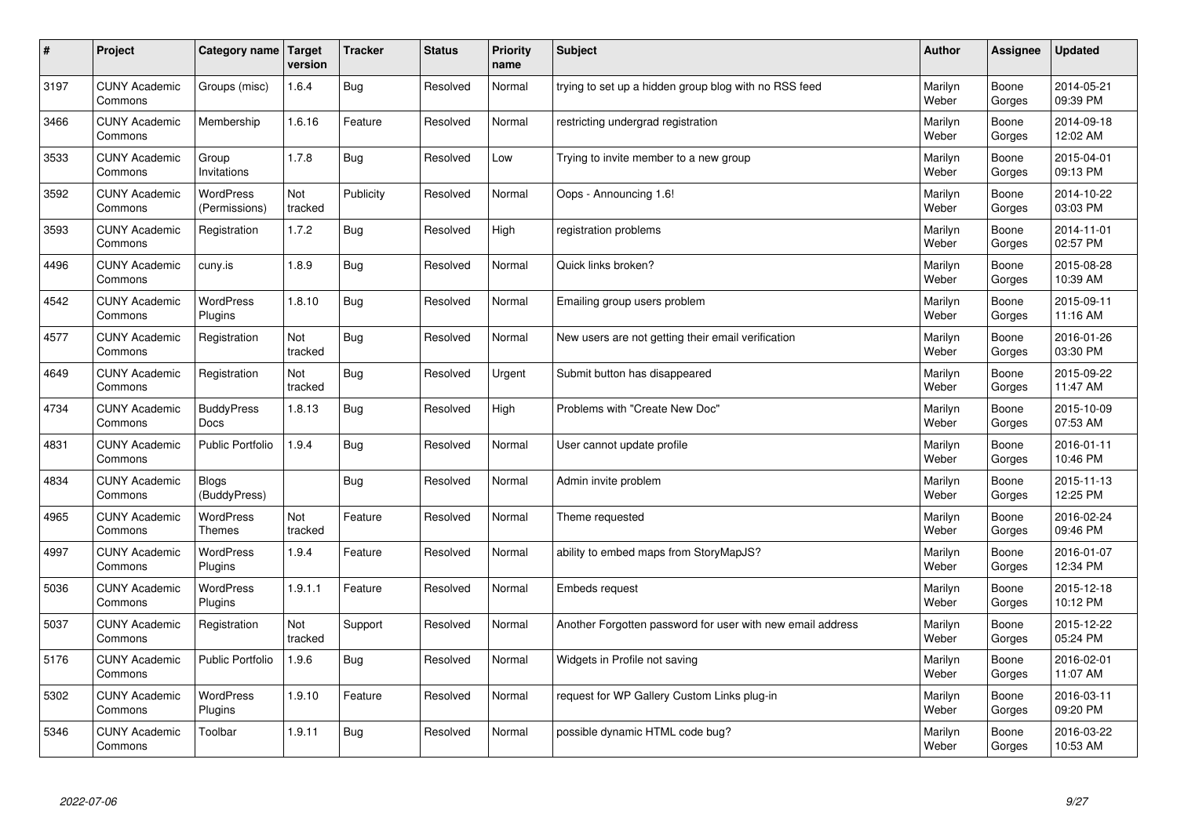| # | Project | Category name | Target version | Tracker | Status | Priority name | Subject | Author | Assignee | Updated |
|---|---|---|---|---|---|---|---|---|---|---|
| 3197 | CUNY Academic Commons | Groups (misc) | 1.6.4 | Bug | Resolved | Normal | trying to set up a hidden group blog with no RSS feed | Marilyn Weber | Boone Gorges | 2014-05-21 09:39 PM |
| 3466 | CUNY Academic Commons | Membership | 1.6.16 | Feature | Resolved | Normal | restricting undergrad registration | Marilyn Weber | Boone Gorges | 2014-09-18 12:02 AM |
| 3533 | CUNY Academic Commons | Group Invitations | 1.7.8 | Bug | Resolved | Low | Trying to invite member to a new group | Marilyn Weber | Boone Gorges | 2015-04-01 09:13 PM |
| 3592 | CUNY Academic Commons | WordPress (Permissions) | Not tracked | Publicity | Resolved | Normal | Oops - Announcing 1.6! | Marilyn Weber | Boone Gorges | 2014-10-22 03:03 PM |
| 3593 | CUNY Academic Commons | Registration | 1.7.2 | Bug | Resolved | High | registration problems | Marilyn Weber | Boone Gorges | 2014-11-01 02:57 PM |
| 4496 | CUNY Academic Commons | cuny.is | 1.8.9 | Bug | Resolved | Normal | Quick links broken? | Marilyn Weber | Boone Gorges | 2015-08-28 10:39 AM |
| 4542 | CUNY Academic Commons | WordPress Plugins | 1.8.10 | Bug | Resolved | Normal | Emailing group users problem | Marilyn Weber | Boone Gorges | 2015-09-11 11:16 AM |
| 4577 | CUNY Academic Commons | Registration | Not tracked | Bug | Resolved | Normal | New users are not getting their email verification | Marilyn Weber | Boone Gorges | 2016-01-26 03:30 PM |
| 4649 | CUNY Academic Commons | Registration | Not tracked | Bug | Resolved | Urgent | Submit button has disappeared | Marilyn Weber | Boone Gorges | 2015-09-22 11:47 AM |
| 4734 | CUNY Academic Commons | BuddyPress Docs | 1.8.13 | Bug | Resolved | High | Problems with "Create New Doc" | Marilyn Weber | Boone Gorges | 2015-10-09 07:53 AM |
| 4831 | CUNY Academic Commons | Public Portfolio | 1.9.4 | Bug | Resolved | Normal | User cannot update profile | Marilyn Weber | Boone Gorges | 2016-01-11 10:46 PM |
| 4834 | CUNY Academic Commons | Blogs (BuddyPress) | | Bug | Resolved | Normal | Admin invite problem | Marilyn Weber | Boone Gorges | 2015-11-13 12:25 PM |
| 4965 | CUNY Academic Commons | WordPress Themes | Not tracked | Feature | Resolved | Normal | Theme requested | Marilyn Weber | Boone Gorges | 2016-02-24 09:46 PM |
| 4997 | CUNY Academic Commons | WordPress Plugins | 1.9.4 | Feature | Resolved | Normal | ability to embed maps from StoryMapJS? | Marilyn Weber | Boone Gorges | 2016-01-07 12:34 PM |
| 5036 | CUNY Academic Commons | WordPress Plugins | 1.9.1.1 | Feature | Resolved | Normal | Embeds request | Marilyn Weber | Boone Gorges | 2015-12-18 10:12 PM |
| 5037 | CUNY Academic Commons | Registration | Not tracked | Support | Resolved | Normal | Another Forgotten password for user with new email address | Marilyn Weber | Boone Gorges | 2015-12-22 05:24 PM |
| 5176 | CUNY Academic Commons | Public Portfolio | 1.9.6 | Bug | Resolved | Normal | Widgets in Profile not saving | Marilyn Weber | Boone Gorges | 2016-02-01 11:07 AM |
| 5302 | CUNY Academic Commons | WordPress Plugins | 1.9.10 | Feature | Resolved | Normal | request for WP Gallery Custom Links plug-in | Marilyn Weber | Boone Gorges | 2016-03-11 09:20 PM |
| 5346 | CUNY Academic Commons | Toolbar | 1.9.11 | Bug | Resolved | Normal | possible dynamic HTML code bug? | Marilyn Weber | Boone Gorges | 2016-03-22 10:53 AM |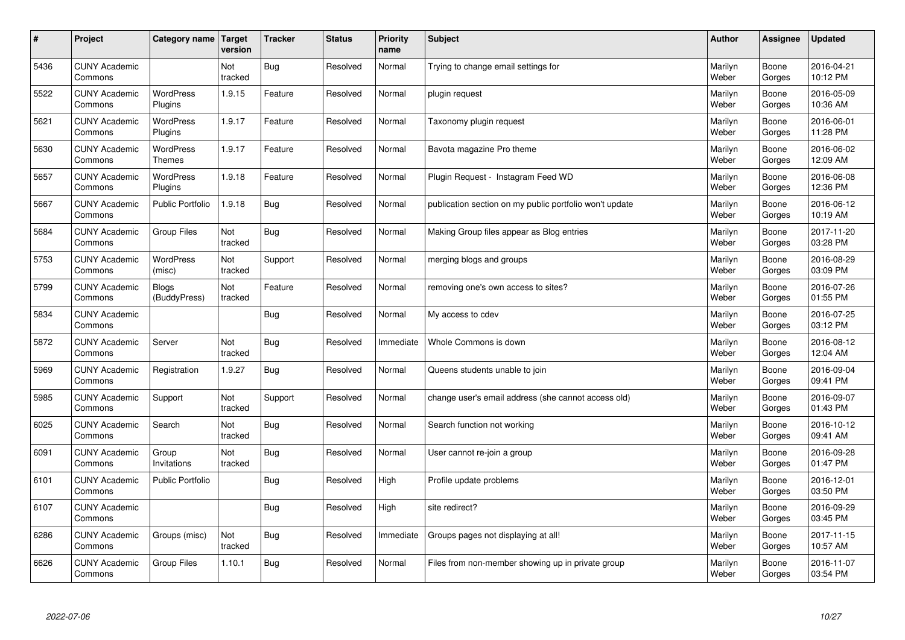| # | Project | Category name | Target version | Tracker | Status | Priority name | Subject | Author | Assignee | Updated |
|---|---|---|---|---|---|---|---|---|---|---|
| 5436 | CUNY Academic Commons | | Not tracked | Bug | Resolved | Normal | Trying to change email settings for | Marilyn Weber | Boone Gorges | 2016-04-21 10:12 PM |
| 5522 | CUNY Academic Commons | WordPress Plugins | 1.9.15 | Feature | Resolved | Normal | plugin request | Marilyn Weber | Boone Gorges | 2016-05-09 10:36 AM |
| 5621 | CUNY Academic Commons | WordPress Plugins | 1.9.17 | Feature | Resolved | Normal | Taxonomy plugin request | Marilyn Weber | Boone Gorges | 2016-06-01 11:28 PM |
| 5630 | CUNY Academic Commons | WordPress Themes | 1.9.17 | Feature | Resolved | Normal | Bavota magazine Pro theme | Marilyn Weber | Boone Gorges | 2016-06-02 12:09 AM |
| 5657 | CUNY Academic Commons | WordPress Plugins | 1.9.18 | Feature | Resolved | Normal | Plugin Request - Instagram Feed WD | Marilyn Weber | Boone Gorges | 2016-06-08 12:36 PM |
| 5667 | CUNY Academic Commons | Public Portfolio | 1.9.18 | Bug | Resolved | Normal | publication section on my public portfolio won't update | Marilyn Weber | Boone Gorges | 2016-06-12 10:19 AM |
| 5684 | CUNY Academic Commons | Group Files | Not tracked | Bug | Resolved | Normal | Making Group files appear as Blog entries | Marilyn Weber | Boone Gorges | 2017-11-20 03:28 PM |
| 5753 | CUNY Academic Commons | WordPress (misc) | Not tracked | Support | Resolved | Normal | merging blogs and groups | Marilyn Weber | Boone Gorges | 2016-08-29 03:09 PM |
| 5799 | CUNY Academic Commons | Blogs (BuddyPress) | Not tracked | Feature | Resolved | Normal | removing one's own access to sites? | Marilyn Weber | Boone Gorges | 2016-07-26 01:55 PM |
| 5834 | CUNY Academic Commons | | | Bug | Resolved | Normal | My access to cdev | Marilyn Weber | Boone Gorges | 2016-07-25 03:12 PM |
| 5872 | CUNY Academic Commons | Server | Not tracked | Bug | Resolved | Immediate | Whole Commons is down | Marilyn Weber | Boone Gorges | 2016-08-12 12:04 AM |
| 5969 | CUNY Academic Commons | Registration | 1.9.27 | Bug | Resolved | Normal | Queens students unable to join | Marilyn Weber | Boone Gorges | 2016-09-04 09:41 PM |
| 5985 | CUNY Academic Commons | Support | Not tracked | Support | Resolved | Normal | change user's email address (she cannot access old) | Marilyn Weber | Boone Gorges | 2016-09-07 01:43 PM |
| 6025 | CUNY Academic Commons | Search | Not tracked | Bug | Resolved | Normal | Search function not working | Marilyn Weber | Boone Gorges | 2016-10-12 09:41 AM |
| 6091 | CUNY Academic Commons | Group Invitations | Not tracked | Bug | Resolved | Normal | User cannot re-join a group | Marilyn Weber | Boone Gorges | 2016-09-28 01:47 PM |
| 6101 | CUNY Academic Commons | Public Portfolio | | Bug | Resolved | High | Profile update problems | Marilyn Weber | Boone Gorges | 2016-12-01 03:50 PM |
| 6107 | CUNY Academic Commons | | | Bug | Resolved | High | site redirect? | Marilyn Weber | Boone Gorges | 2016-09-29 03:45 PM |
| 6286 | CUNY Academic Commons | Groups (misc) | Not tracked | Bug | Resolved | Immediate | Groups pages not displaying at all! | Marilyn Weber | Boone Gorges | 2017-11-15 10:57 AM |
| 6626 | CUNY Academic Commons | Group Files | 1.10.1 | Bug | Resolved | Normal | Files from non-member showing up in private group | Marilyn Weber | Boone Gorges | 2016-11-07 03:54 PM |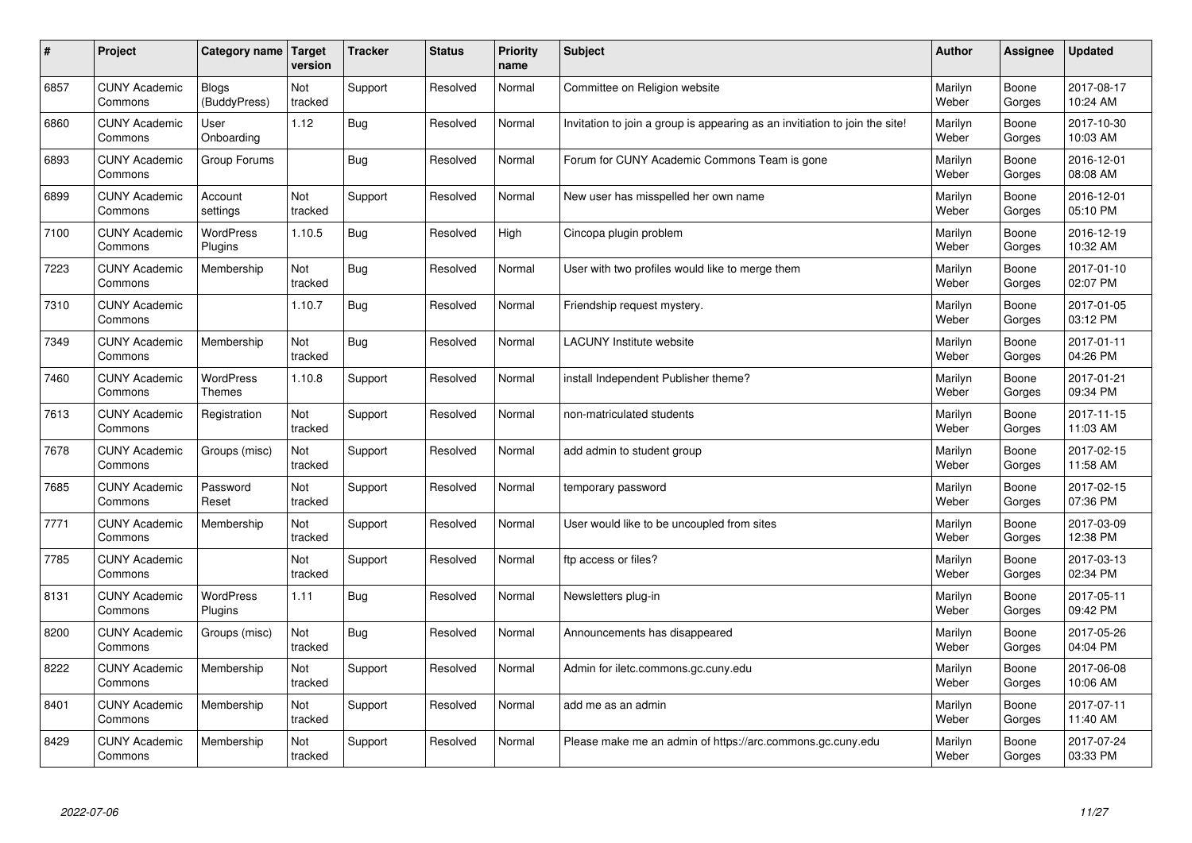| # | Project | Category name | Target version | Tracker | Status | Priority name | Subject | Author | Assignee | Updated |
|---|---|---|---|---|---|---|---|---|---|---|
| 6857 | CUNY Academic Commons | Blogs (BuddyPress) | Not tracked | Support | Resolved | Normal | Committee on Religion website | Marilyn Weber | Boone Gorges | 2017-08-17 10:24 AM |
| 6860 | CUNY Academic Commons | User Onboarding | 1.12 | Bug | Resolved | Normal | Invitation to join a group is appearing as an invitiation to join the site! | Marilyn Weber | Boone Gorges | 2017-10-30 10:03 AM |
| 6893 | CUNY Academic Commons | Group Forums | | Bug | Resolved | Normal | Forum for CUNY Academic Commons Team is gone | Marilyn Weber | Boone Gorges | 2016-12-01 08:08 AM |
| 6899 | CUNY Academic Commons | Account settings | Not tracked | Support | Resolved | Normal | New user has misspelled her own name | Marilyn Weber | Boone Gorges | 2016-12-01 05:10 PM |
| 7100 | CUNY Academic Commons | WordPress Plugins | 1.10.5 | Bug | Resolved | High | Cincopa plugin problem | Marilyn Weber | Boone Gorges | 2016-12-19 10:32 AM |
| 7223 | CUNY Academic Commons | Membership | Not tracked | Bug | Resolved | Normal | User with two profiles would like to merge them | Marilyn Weber | Boone Gorges | 2017-01-10 02:07 PM |
| 7310 | CUNY Academic Commons | | 1.10.7 | Bug | Resolved | Normal | Friendship request mystery. | Marilyn Weber | Boone Gorges | 2017-01-05 03:12 PM |
| 7349 | CUNY Academic Commons | Membership | Not tracked | Bug | Resolved | Normal | LACUNY Institute website | Marilyn Weber | Boone Gorges | 2017-01-11 04:26 PM |
| 7460 | CUNY Academic Commons | WordPress Themes | 1.10.8 | Support | Resolved | Normal | install Independent Publisher theme? | Marilyn Weber | Boone Gorges | 2017-01-21 09:34 PM |
| 7613 | CUNY Academic Commons | Registration | Not tracked | Support | Resolved | Normal | non-matriculated students | Marilyn Weber | Boone Gorges | 2017-11-15 11:03 AM |
| 7678 | CUNY Academic Commons | Groups (misc) | Not tracked | Support | Resolved | Normal | add admin to student group | Marilyn Weber | Boone Gorges | 2017-02-15 11:58 AM |
| 7685 | CUNY Academic Commons | Password Reset | Not tracked | Support | Resolved | Normal | temporary password | Marilyn Weber | Boone Gorges | 2017-02-15 07:36 PM |
| 7771 | CUNY Academic Commons | Membership | Not tracked | Support | Resolved | Normal | User would like to be uncoupled from sites | Marilyn Weber | Boone Gorges | 2017-03-09 12:38 PM |
| 7785 | CUNY Academic Commons | | Not tracked | Support | Resolved | Normal | ftp access or files? | Marilyn Weber | Boone Gorges | 2017-03-13 02:34 PM |
| 8131 | CUNY Academic Commons | WordPress Plugins | 1.11 | Bug | Resolved | Normal | Newsletters plug-in | Marilyn Weber | Boone Gorges | 2017-05-11 09:42 PM |
| 8200 | CUNY Academic Commons | Groups (misc) | Not tracked | Bug | Resolved | Normal | Announcements has disappeared | Marilyn Weber | Boone Gorges | 2017-05-26 04:04 PM |
| 8222 | CUNY Academic Commons | Membership | Not tracked | Support | Resolved | Normal | Admin for iletc.commons.gc.cuny.edu | Marilyn Weber | Boone Gorges | 2017-06-08 10:06 AM |
| 8401 | CUNY Academic Commons | Membership | Not tracked | Support | Resolved | Normal | add me as an admin | Marilyn Weber | Boone Gorges | 2017-07-11 11:40 AM |
| 8429 | CUNY Academic Commons | Membership | Not tracked | Support | Resolved | Normal | Please make me an admin of https://arc.commons.gc.cuny.edu | Marilyn Weber | Boone Gorges | 2017-07-24 03:33 PM |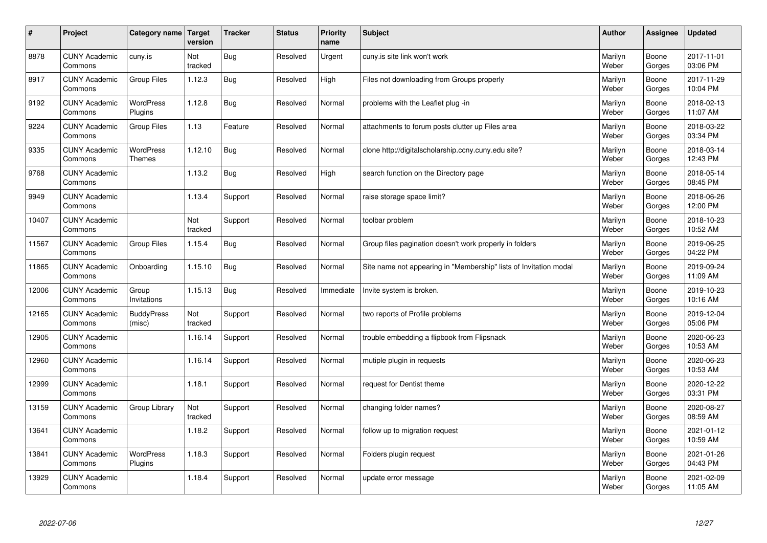| # | Project | Category name | Target version | Tracker | Status | Priority name | Subject | Author | Assignee | Updated |
|---|---|---|---|---|---|---|---|---|---|---|
| 8878 | CUNY Academic Commons | cuny.is | Not tracked | Bug | Resolved | Urgent | cuny.is site link won't work | Marilyn Weber | Boone Gorges | 2017-11-01 03:06 PM |
| 8917 | CUNY Academic Commons | Group Files | 1.12.3 | Bug | Resolved | High | Files not downloading from Groups properly | Marilyn Weber | Boone Gorges | 2017-11-29 10:04 PM |
| 9192 | CUNY Academic Commons | WordPress Plugins | 1.12.8 | Bug | Resolved | Normal | problems with the Leaflet plug -in | Marilyn Weber | Boone Gorges | 2018-02-13 11:07 AM |
| 9224 | CUNY Academic Commons | Group Files | 1.13 | Feature | Resolved | Normal | attachments to forum posts clutter up Files area | Marilyn Weber | Boone Gorges | 2018-03-22 03:34 PM |
| 9335 | CUNY Academic Commons | WordPress Themes | 1.12.10 | Bug | Resolved | Normal | clone http://digitalscholarship.ccny.cuny.edu site? | Marilyn Weber | Boone Gorges | 2018-03-14 12:43 PM |
| 9768 | CUNY Academic Commons | | 1.13.2 | Bug | Resolved | High | search function on the Directory page | Marilyn Weber | Boone Gorges | 2018-05-14 08:45 PM |
| 9949 | CUNY Academic Commons | | 1.13.4 | Support | Resolved | Normal | raise storage space limit? | Marilyn Weber | Boone Gorges | 2018-06-26 12:00 PM |
| 10407 | CUNY Academic Commons | | Not tracked | Support | Resolved | Normal | toolbar problem | Marilyn Weber | Boone Gorges | 2018-10-23 10:52 AM |
| 11567 | CUNY Academic Commons | Group Files | 1.15.4 | Bug | Resolved | Normal | Group files pagination doesn't work properly in folders | Marilyn Weber | Boone Gorges | 2019-06-25 04:22 PM |
| 11865 | CUNY Academic Commons | Onboarding | 1.15.10 | Bug | Resolved | Normal | Site name not appearing in "Membership" lists of Invitation modal | Marilyn Weber | Boone Gorges | 2019-09-24 11:09 AM |
| 12006 | CUNY Academic Commons | Group Invitations | 1.15.13 | Bug | Resolved | Immediate | Invite system is broken. | Marilyn Weber | Boone Gorges | 2019-10-23 10:16 AM |
| 12165 | CUNY Academic Commons | BuddyPress (misc) | Not tracked | Support | Resolved | Normal | two reports of Profile problems | Marilyn Weber | Boone Gorges | 2019-12-04 05:06 PM |
| 12905 | CUNY Academic Commons | | 1.16.14 | Support | Resolved | Normal | trouble embedding a flipbook from Flipsnack | Marilyn Weber | Boone Gorges | 2020-06-23 10:53 AM |
| 12960 | CUNY Academic Commons | | 1.16.14 | Support | Resolved | Normal | mutiple plugin in requests | Marilyn Weber | Boone Gorges | 2020-06-23 10:53 AM |
| 12999 | CUNY Academic Commons | | 1.18.1 | Support | Resolved | Normal | request for Dentist theme | Marilyn Weber | Boone Gorges | 2020-12-22 03:31 PM |
| 13159 | CUNY Academic Commons | Group Library | Not tracked | Support | Resolved | Normal | changing folder names? | Marilyn Weber | Boone Gorges | 2020-08-27 08:59 AM |
| 13641 | CUNY Academic Commons | | 1.18.2 | Support | Resolved | Normal | follow up to migration request | Marilyn Weber | Boone Gorges | 2021-01-12 10:59 AM |
| 13841 | CUNY Academic Commons | WordPress Plugins | 1.18.3 | Support | Resolved | Normal | Folders plugin request | Marilyn Weber | Boone Gorges | 2021-01-26 04:43 PM |
| 13929 | CUNY Academic Commons | | 1.18.4 | Support | Resolved | Normal | update error message | Marilyn Weber | Boone Gorges | 2021-02-09 11:05 AM |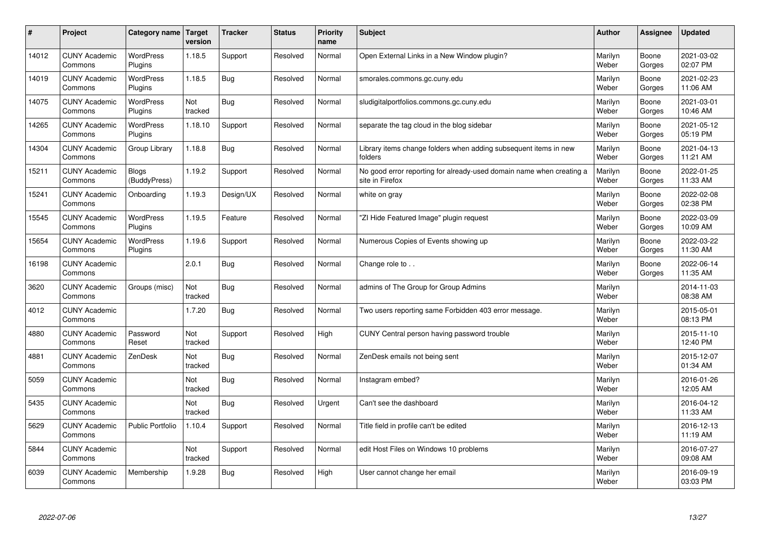| # | Project | Category name | Target version | Tracker | Status | Priority name | Subject | Author | Assignee | Updated |
|---|---|---|---|---|---|---|---|---|---|---|
| 14012 | CUNY Academic Commons | WordPress Plugins | 1.18.5 | Support | Resolved | Normal | Open External Links in a New Window plugin? | Marilyn Weber | Boone Gorges | 2021-03-02 02:07 PM |
| 14019 | CUNY Academic Commons | WordPress Plugins | 1.18.5 | Bug | Resolved | Normal | smorales.commons.gc.cuny.edu | Marilyn Weber | Boone Gorges | 2021-02-23 11:06 AM |
| 14075 | CUNY Academic Commons | WordPress Plugins | Not tracked | Bug | Resolved | Normal | sludigitalportfolios.commons.gc.cuny.edu | Marilyn Weber | Boone Gorges | 2021-03-01 10:46 AM |
| 14265 | CUNY Academic Commons | WordPress Plugins | 1.18.10 | Support | Resolved | Normal | separate the tag cloud in the blog sidebar | Marilyn Weber | Boone Gorges | 2021-05-12 05:19 PM |
| 14304 | CUNY Academic Commons | Group Library | 1.18.8 | Bug | Resolved | Normal | Library items change folders when adding subsequent items in new folders | Marilyn Weber | Boone Gorges | 2021-04-13 11:21 AM |
| 15211 | CUNY Academic Commons | Blogs (BuddyPress) | 1.19.2 | Support | Resolved | Normal | No good error reporting for already-used domain name when creating a site in Firefox | Marilyn Weber | Boone Gorges | 2022-01-25 11:33 AM |
| 15241 | CUNY Academic Commons | Onboarding | 1.19.3 | Design/UX | Resolved | Normal | white on gray | Marilyn Weber | Boone Gorges | 2022-02-08 02:38 PM |
| 15545 | CUNY Academic Commons | WordPress Plugins | 1.19.5 | Feature | Resolved | Normal | "ZI Hide Featured Image" plugin request | Marilyn Weber | Boone Gorges | 2022-03-09 10:09 AM |
| 15654 | CUNY Academic Commons | WordPress Plugins | 1.19.6 | Support | Resolved | Normal | Numerous Copies of Events showing up | Marilyn Weber | Boone Gorges | 2022-03-22 11:30 AM |
| 16198 | CUNY Academic Commons | | 2.0.1 | Bug | Resolved | Normal | Change role to . . | Marilyn Weber | Boone Gorges | 2022-06-14 11:35 AM |
| 3620 | CUNY Academic Commons | Groups (misc) | Not tracked | Bug | Resolved | Normal | admins of The Group for Group Admins | Marilyn Weber | | 2014-11-03 08:38 AM |
| 4012 | CUNY Academic Commons | | 1.7.20 | Bug | Resolved | Normal | Two users reporting same Forbidden 403 error message. | Marilyn Weber | | 2015-05-01 08:13 PM |
| 4880 | CUNY Academic Commons | Password Reset | Not tracked | Support | Resolved | High | CUNY Central person having password trouble | Marilyn Weber | | 2015-11-10 12:40 PM |
| 4881 | CUNY Academic Commons | ZenDesk | Not tracked | Bug | Resolved | Normal | ZenDesk emails not being sent | Marilyn Weber | | 2015-12-07 01:34 AM |
| 5059 | CUNY Academic Commons | | Not tracked | Bug | Resolved | Normal | Instagram embed? | Marilyn Weber | | 2016-01-26 12:05 AM |
| 5435 | CUNY Academic Commons | | Not tracked | Bug | Resolved | Urgent | Can't see the dashboard | Marilyn Weber | | 2016-04-12 11:33 AM |
| 5629 | CUNY Academic Commons | Public Portfolio | 1.10.4 | Support | Resolved | Normal | Title field in profile can't be edited | Marilyn Weber | | 2016-12-13 11:19 AM |
| 5844 | CUNY Academic Commons | | Not tracked | Support | Resolved | Normal | edit Host Files on Windows 10 problems | Marilyn Weber | | 2016-07-27 09:08 AM |
| 6039 | CUNY Academic Commons | Membership | 1.9.28 | Bug | Resolved | High | User cannot change her email | Marilyn Weber | | 2016-09-19 03:03 PM |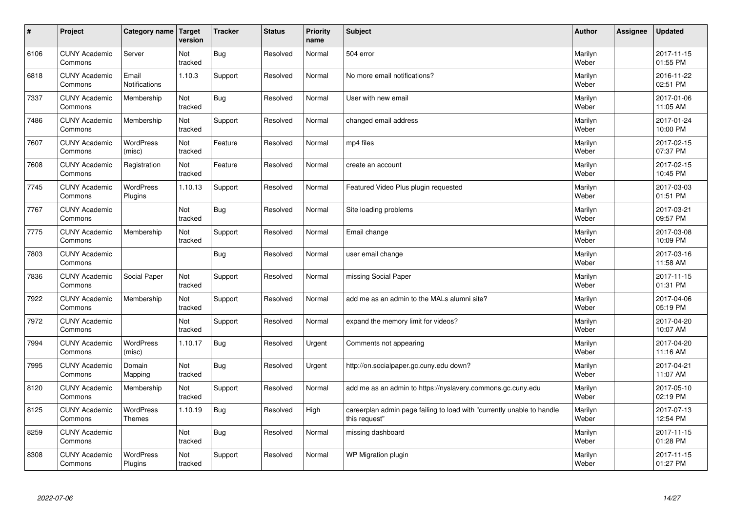| # | Project | Category name | Target version | Tracker | Status | Priority name | Subject | Author | Assignee | Updated |
|---|---|---|---|---|---|---|---|---|---|---|
| 6106 | CUNY Academic Commons | Server | Not tracked | Bug | Resolved | Normal | 504 error | Marilyn Weber | | 2017-11-15 01:55 PM |
| 6818 | CUNY Academic Commons | Email Notifications | 1.10.3 | Support | Resolved | Normal | No more email notifications? | Marilyn Weber | | 2016-11-22 02:51 PM |
| 7337 | CUNY Academic Commons | Membership | Not tracked | Bug | Resolved | Normal | User with new email | Marilyn Weber | | 2017-01-06 11:05 AM |
| 7486 | CUNY Academic Commons | Membership | Not tracked | Support | Resolved | Normal | changed email address | Marilyn Weber | | 2017-01-24 10:00 PM |
| 7607 | CUNY Academic Commons | WordPress (misc) | Not tracked | Feature | Resolved | Normal | mp4 files | Marilyn Weber | | 2017-02-15 07:37 PM |
| 7608 | CUNY Academic Commons | Registration | Not tracked | Feature | Resolved | Normal | create an account | Marilyn Weber | | 2017-02-15 10:45 PM |
| 7745 | CUNY Academic Commons | WordPress Plugins | 1.10.13 | Support | Resolved | Normal | Featured Video Plus plugin requested | Marilyn Weber | | 2017-03-03 01:51 PM |
| 7767 | CUNY Academic Commons | | Not tracked | Bug | Resolved | Normal | Site loading problems | Marilyn Weber | | 2017-03-21 09:57 PM |
| 7775 | CUNY Academic Commons | Membership | Not tracked | Support | Resolved | Normal | Email change | Marilyn Weber | | 2017-03-08 10:09 PM |
| 7803 | CUNY Academic Commons | | | Bug | Resolved | Normal | user email change | Marilyn Weber | | 2017-03-16 11:58 AM |
| 7836 | CUNY Academic Commons | Social Paper | Not tracked | Support | Resolved | Normal | missing Social Paper | Marilyn Weber | | 2017-11-15 01:31 PM |
| 7922 | CUNY Academic Commons | Membership | Not tracked | Support | Resolved | Normal | add me as an admin to the MALs alumni site? | Marilyn Weber | | 2017-04-06 05:19 PM |
| 7972 | CUNY Academic Commons | | Not tracked | Support | Resolved | Normal | expand the memory limit for videos? | Marilyn Weber | | 2017-04-20 10:07 AM |
| 7994 | CUNY Academic Commons | WordPress (misc) | 1.10.17 | Bug | Resolved | Urgent | Comments not appearing | Marilyn Weber | | 2017-04-20 11:16 AM |
| 7995 | CUNY Academic Commons | Domain Mapping | Not tracked | Bug | Resolved | Urgent | http://on.socialpaper.gc.cuny.edu down? | Marilyn Weber | | 2017-04-21 11:07 AM |
| 8120 | CUNY Academic Commons | Membership | Not tracked | Support | Resolved | Normal | add me as an admin to https://nyslavery.commons.gc.cuny.edu | Marilyn Weber | | 2017-05-10 02:19 PM |
| 8125 | CUNY Academic Commons | WordPress Themes | 1.10.19 | Bug | Resolved | High | careerplan admin page failing to load with "currently unable to handle this request" | Marilyn Weber | | 2017-07-13 12:54 PM |
| 8259 | CUNY Academic Commons | | Not tracked | Bug | Resolved | Normal | missing dashboard | Marilyn Weber | | 2017-11-15 01:28 PM |
| 8308 | CUNY Academic Commons | WordPress Plugins | Not tracked | Support | Resolved | Normal | WP Migration plugin | Marilyn Weber | | 2017-11-15 01:27 PM |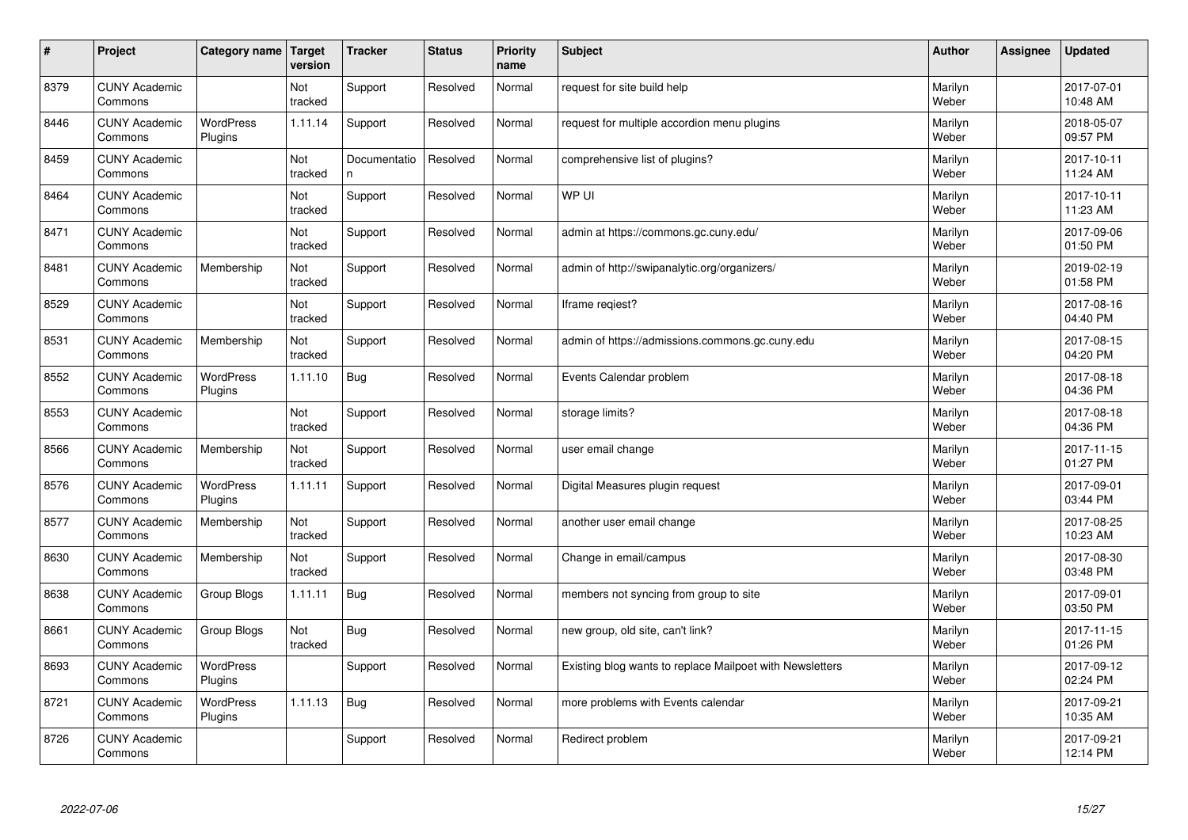| # | Project | Category name | Target version | Tracker | Status | Priority name | Subject | Author | Assignee | Updated |
|---|---|---|---|---|---|---|---|---|---|---|
| 8379 | CUNY Academic Commons | | Not tracked | Support | Resolved | Normal | request for site build help | Marilyn Weber | | 2017-07-01 10:48 AM |
| 8446 | CUNY Academic Commons | WordPress Plugins | 1.11.14 | Support | Resolved | Normal | request for multiple accordion menu plugins | Marilyn Weber | | 2018-05-07 09:57 PM |
| 8459 | CUNY Academic Commons | | Not tracked | Documentation | Resolved | Normal | comprehensive list of plugins? | Marilyn Weber | | 2017-10-11 11:24 AM |
| 8464 | CUNY Academic Commons | | Not tracked | Support | Resolved | Normal | WP UI | Marilyn Weber | | 2017-10-11 11:23 AM |
| 8471 | CUNY Academic Commons | | Not tracked | Support | Resolved | Normal | admin at https://commons.gc.cuny.edu/ | Marilyn Weber | | 2017-09-06 01:50 PM |
| 8481 | CUNY Academic Commons | Membership | Not tracked | Support | Resolved | Normal | admin of http://swipanalytic.org/organizers/ | Marilyn Weber | | 2019-02-19 01:58 PM |
| 8529 | CUNY Academic Commons | | Not tracked | Support | Resolved | Normal | Iframe reqiest? | Marilyn Weber | | 2017-08-16 04:40 PM |
| 8531 | CUNY Academic Commons | Membership | Not tracked | Support | Resolved | Normal | admin of https://admissions.commons.gc.cuny.edu | Marilyn Weber | | 2017-08-15 04:20 PM |
| 8552 | CUNY Academic Commons | WordPress Plugins | 1.11.10 | Bug | Resolved | Normal | Events Calendar problem | Marilyn Weber | | 2017-08-18 04:36 PM |
| 8553 | CUNY Academic Commons | | Not tracked | Support | Resolved | Normal | storage limits? | Marilyn Weber | | 2017-08-18 04:36 PM |
| 8566 | CUNY Academic Commons | Membership | Not tracked | Support | Resolved | Normal | user email change | Marilyn Weber | | 2017-11-15 01:27 PM |
| 8576 | CUNY Academic Commons | WordPress Plugins | 1.11.11 | Support | Resolved | Normal | Digital Measures plugin request | Marilyn Weber | | 2017-09-01 03:44 PM |
| 8577 | CUNY Academic Commons | Membership | Not tracked | Support | Resolved | Normal | another user email change | Marilyn Weber | | 2017-08-25 10:23 AM |
| 8630 | CUNY Academic Commons | Membership | Not tracked | Support | Resolved | Normal | Change in email/campus | Marilyn Weber | | 2017-08-30 03:48 PM |
| 8638 | CUNY Academic Commons | Group Blogs | 1.11.11 | Bug | Resolved | Normal | members not syncing from group to site | Marilyn Weber | | 2017-09-01 03:50 PM |
| 8661 | CUNY Academic Commons | Group Blogs | Not tracked | Bug | Resolved | Normal | new group, old site, can't link? | Marilyn Weber | | 2017-11-15 01:26 PM |
| 8693 | CUNY Academic Commons | WordPress Plugins | | Support | Resolved | Normal | Existing blog wants to replace Mailpoet with Newsletters | Marilyn Weber | | 2017-09-12 02:24 PM |
| 8721 | CUNY Academic Commons | WordPress Plugins | 1.11.13 | Bug | Resolved | Normal | more problems with Events calendar | Marilyn Weber | | 2017-09-21 10:35 AM |
| 8726 | CUNY Academic Commons | | | Support | Resolved | Normal | Redirect problem | Marilyn Weber | | 2017-09-21 12:14 PM |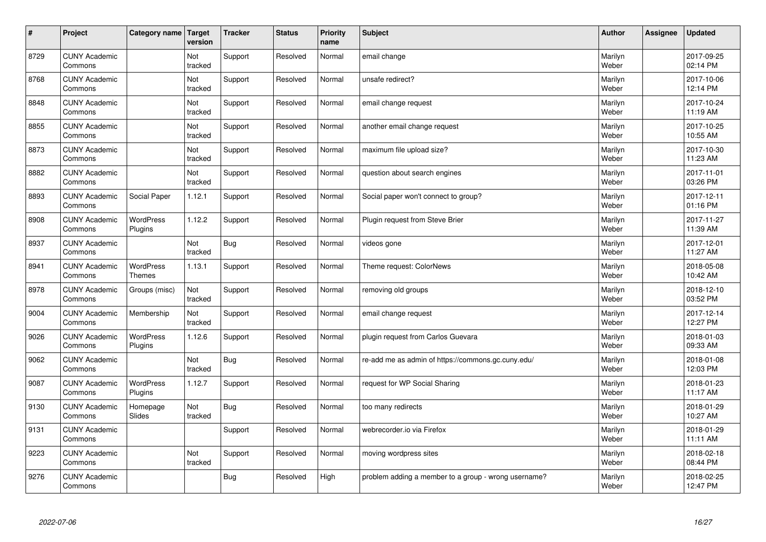| # | Project | Category name | Target version | Tracker | Status | Priority name | Subject | Author | Assignee | Updated |
|---|---|---|---|---|---|---|---|---|---|---|
| 8729 | CUNY Academic Commons | | Not tracked | Support | Resolved | Normal | email change | Marilyn Weber | | 2017-09-25 02:14 PM |
| 8768 | CUNY Academic Commons | | Not tracked | Support | Resolved | Normal | unsafe redirect? | Marilyn Weber | | 2017-10-06 12:14 PM |
| 8848 | CUNY Academic Commons | | Not tracked | Support | Resolved | Normal | email change request | Marilyn Weber | | 2017-10-24 11:19 AM |
| 8855 | CUNY Academic Commons | | Not tracked | Support | Resolved | Normal | another email change request | Marilyn Weber | | 2017-10-25 10:55 AM |
| 8873 | CUNY Academic Commons | | Not tracked | Support | Resolved | Normal | maximum file upload size? | Marilyn Weber | | 2017-10-30 11:23 AM |
| 8882 | CUNY Academic Commons | | Not tracked | Support | Resolved | Normal | question about search engines | Marilyn Weber | | 2017-11-01 03:26 PM |
| 8893 | CUNY Academic Commons | Social Paper | 1.12.1 | Support | Resolved | Normal | Social paper won't connect to group? | Marilyn Weber | | 2017-12-11 01:16 PM |
| 8908 | CUNY Academic Commons | WordPress Plugins | 1.12.2 | Support | Resolved | Normal | Plugin request from Steve Brier | Marilyn Weber | | 2017-11-27 11:39 AM |
| 8937 | CUNY Academic Commons | | Not tracked | Bug | Resolved | Normal | videos gone | Marilyn Weber | | 2017-12-01 11:27 AM |
| 8941 | CUNY Academic Commons | WordPress Themes | 1.13.1 | Support | Resolved | Normal | Theme request: ColorNews | Marilyn Weber | | 2018-05-08 10:42 AM |
| 8978 | CUNY Academic Commons | Groups (misc) | Not tracked | Support | Resolved | Normal | removing old groups | Marilyn Weber | | 2018-12-10 03:52 PM |
| 9004 | CUNY Academic Commons | Membership | Not tracked | Support | Resolved | Normal | email change request | Marilyn Weber | | 2017-12-14 12:27 PM |
| 9026 | CUNY Academic Commons | WordPress Plugins | 1.12.6 | Support | Resolved | Normal | plugin request from Carlos Guevara | Marilyn Weber | | 2018-01-03 09:33 AM |
| 9062 | CUNY Academic Commons | | Not tracked | Bug | Resolved | Normal | re-add me as admin of https://commons.gc.cuny.edu/ | Marilyn Weber | | 2018-01-08 12:03 PM |
| 9087 | CUNY Academic Commons | WordPress Plugins | 1.12.7 | Support | Resolved | Normal | request for WP Social Sharing | Marilyn Weber | | 2018-01-23 11:17 AM |
| 9130 | CUNY Academic Commons | Homepage Slides | Not tracked | Bug | Resolved | Normal | too many redirects | Marilyn Weber | | 2018-01-29 10:27 AM |
| 9131 | CUNY Academic Commons | | | Support | Resolved | Normal | webrecorder.io via Firefox | Marilyn Weber | | 2018-01-29 11:11 AM |
| 9223 | CUNY Academic Commons | | Not tracked | Support | Resolved | Normal | moving wordpress sites | Marilyn Weber | | 2018-02-18 08:44 PM |
| 9276 | CUNY Academic Commons | | | Bug | Resolved | High | problem adding a member to a group - wrong username? | Marilyn Weber | | 2018-02-25 12:47 PM |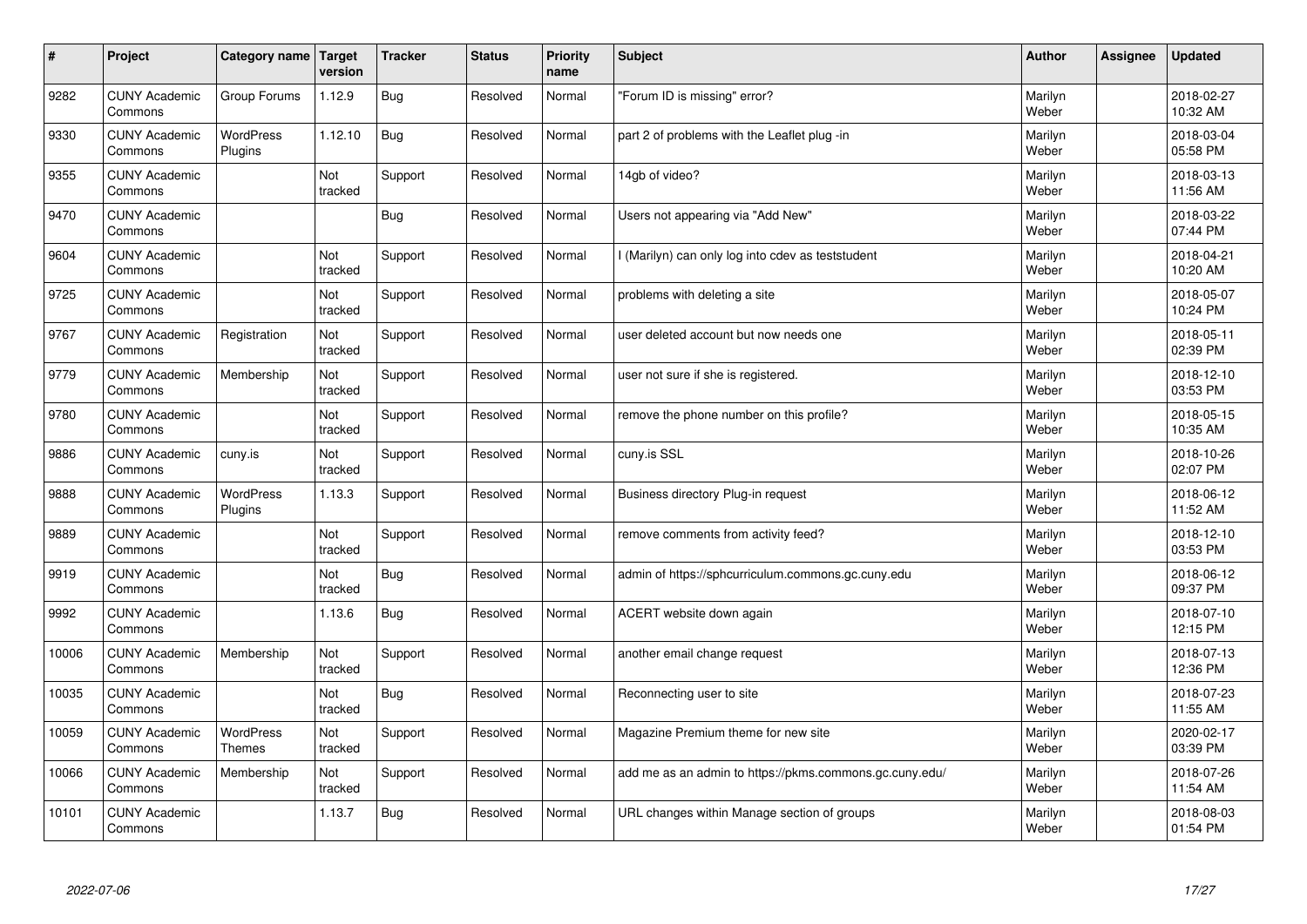| # | Project | Category name | Target version | Tracker | Status | Priority name | Subject | Author | Assignee | Updated |
|---|---|---|---|---|---|---|---|---|---|---|
| 9282 | CUNY Academic Commons | Group Forums | 1.12.9 | Bug | Resolved | Normal | "Forum ID is missing" error? | Marilyn Weber | | 2018-02-27 10:32 AM |
| 9330 | CUNY Academic Commons | WordPress Plugins | 1.12.10 | Bug | Resolved | Normal | part 2 of problems with the Leaflet plug -in | Marilyn Weber | | 2018-03-04 05:58 PM |
| 9355 | CUNY Academic Commons | | Not tracked | Support | Resolved | Normal | 14gb of video? | Marilyn Weber | | 2018-03-13 11:56 AM |
| 9470 | CUNY Academic Commons | | | Bug | Resolved | Normal | Users not appearing via "Add New" | Marilyn Weber | | 2018-03-22 07:44 PM |
| 9604 | CUNY Academic Commons | | Not tracked | Support | Resolved | Normal | I (Marilyn) can only log into cdev as teststudent | Marilyn Weber | | 2018-04-21 10:20 AM |
| 9725 | CUNY Academic Commons | | Not tracked | Support | Resolved | Normal | problems with deleting a site | Marilyn Weber | | 2018-05-07 10:24 PM |
| 9767 | CUNY Academic Commons | Registration | Not tracked | Support | Resolved | Normal | user deleted account but now needs one | Marilyn Weber | | 2018-05-11 02:39 PM |
| 9779 | CUNY Academic Commons | Membership | Not tracked | Support | Resolved | Normal | user not sure if she is registered. | Marilyn Weber | | 2018-12-10 03:53 PM |
| 9780 | CUNY Academic Commons | | Not tracked | Support | Resolved | Normal | remove the phone number on this profile? | Marilyn Weber | | 2018-05-15 10:35 AM |
| 9886 | CUNY Academic Commons | cuny.is | Not tracked | Support | Resolved | Normal | cuny.is SSL | Marilyn Weber | | 2018-10-26 02:07 PM |
| 9888 | CUNY Academic Commons | WordPress Plugins | 1.13.3 | Support | Resolved | Normal | Business directory Plug-in request | Marilyn Weber | | 2018-06-12 11:52 AM |
| 9889 | CUNY Academic Commons | | Not tracked | Support | Resolved | Normal | remove comments from activity feed? | Marilyn Weber | | 2018-12-10 03:53 PM |
| 9919 | CUNY Academic Commons | | Not tracked | Bug | Resolved | Normal | admin of https://sphcurriculum.commons.gc.cuny.edu | Marilyn Weber | | 2018-06-12 09:37 PM |
| 9992 | CUNY Academic Commons | | 1.13.6 | Bug | Resolved | Normal | ACERT website down again | Marilyn Weber | | 2018-07-10 12:15 PM |
| 10006 | CUNY Academic Commons | Membership | Not tracked | Support | Resolved | Normal | another email change request | Marilyn Weber | | 2018-07-13 12:36 PM |
| 10035 | CUNY Academic Commons | | Not tracked | Bug | Resolved | Normal | Reconnecting user to site | Marilyn Weber | | 2018-07-23 11:55 AM |
| 10059 | CUNY Academic Commons | WordPress Themes | Not tracked | Support | Resolved | Normal | Magazine Premium theme for new site | Marilyn Weber | | 2020-02-17 03:39 PM |
| 10066 | CUNY Academic Commons | Membership | Not tracked | Support | Resolved | Normal | add me as an admin to https://pkms.commons.gc.cuny.edu/ | Marilyn Weber | | 2018-07-26 11:54 AM |
| 10101 | CUNY Academic Commons | | 1.13.7 | Bug | Resolved | Normal | URL changes within Manage section of groups | Marilyn Weber | | 2018-08-03 01:54 PM |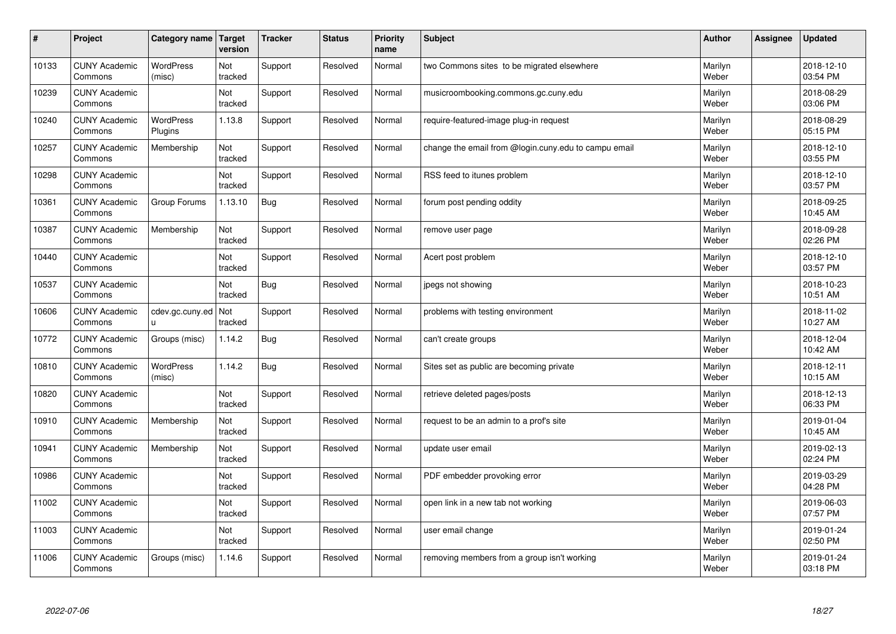| # | Project | Category name | Target version | Tracker | Status | Priority name | Subject | Author | Assignee | Updated |
|---|---|---|---|---|---|---|---|---|---|---|
| 10133 | CUNY Academic Commons | WordPress (misc) | Not tracked | Support | Resolved | Normal | two Commons sites to be migrated elsewhere | Marilyn Weber | | 2018-12-10 03:54 PM |
| 10239 | CUNY Academic Commons | | Not tracked | Support | Resolved | Normal | musicroombooking.commons.gc.cuny.edu | Marilyn Weber | | 2018-08-29 03:06 PM |
| 10240 | CUNY Academic Commons | WordPress Plugins | 1.13.8 | Support | Resolved | Normal | require-featured-image plug-in request | Marilyn Weber | | 2018-08-29 05:15 PM |
| 10257 | CUNY Academic Commons | Membership | Not tracked | Support | Resolved | Normal | change the email from @login.cuny.edu to campu email | Marilyn Weber | | 2018-12-10 03:55 PM |
| 10298 | CUNY Academic Commons | | Not tracked | Support | Resolved | Normal | RSS feed to itunes problem | Marilyn Weber | | 2018-12-10 03:57 PM |
| 10361 | CUNY Academic Commons | Group Forums | 1.13.10 | Bug | Resolved | Normal | forum post pending oddity | Marilyn Weber | | 2018-09-25 10:45 AM |
| 10387 | CUNY Academic Commons | Membership | Not tracked | Support | Resolved | Normal | remove user page | Marilyn Weber | | 2018-09-28 02:26 PM |
| 10440 | CUNY Academic Commons | | Not tracked | Support | Resolved | Normal | Acert post problem | Marilyn Weber | | 2018-12-10 03:57 PM |
| 10537 | CUNY Academic Commons | | Not tracked | Bug | Resolved | Normal | jpegs not showing | Marilyn Weber | | 2018-10-23 10:51 AM |
| 10606 | CUNY Academic Commons | cdev.gc.cuny.edu | Not tracked | Support | Resolved | Normal | problems with testing environment | Marilyn Weber | | 2018-11-02 10:27 AM |
| 10772 | CUNY Academic Commons | Groups (misc) | 1.14.2 | Bug | Resolved | Normal | can't create groups | Marilyn Weber | | 2018-12-04 10:42 AM |
| 10810 | CUNY Academic Commons | WordPress (misc) | 1.14.2 | Bug | Resolved | Normal | Sites set as public are becoming private | Marilyn Weber | | 2018-12-11 10:15 AM |
| 10820 | CUNY Academic Commons | | Not tracked | Support | Resolved | Normal | retrieve deleted pages/posts | Marilyn Weber | | 2018-12-13 06:33 PM |
| 10910 | CUNY Academic Commons | Membership | Not tracked | Support | Resolved | Normal | request to be an admin to a prof's site | Marilyn Weber | | 2019-01-04 10:45 AM |
| 10941 | CUNY Academic Commons | Membership | Not tracked | Support | Resolved | Normal | update user email | Marilyn Weber | | 2019-02-13 02:24 PM |
| 10986 | CUNY Academic Commons | | Not tracked | Support | Resolved | Normal | PDF embedder provoking error | Marilyn Weber | | 2019-03-29 04:28 PM |
| 11002 | CUNY Academic Commons | | Not tracked | Support | Resolved | Normal | open link in a new tab not working | Marilyn Weber | | 2019-06-03 07:57 PM |
| 11003 | CUNY Academic Commons | | Not tracked | Support | Resolved | Normal | user email change | Marilyn Weber | | 2019-01-24 02:50 PM |
| 11006 | CUNY Academic Commons | Groups (misc) | 1.14.6 | Support | Resolved | Normal | removing members from a group isn't working | Marilyn Weber | | 2019-01-24 03:18 PM |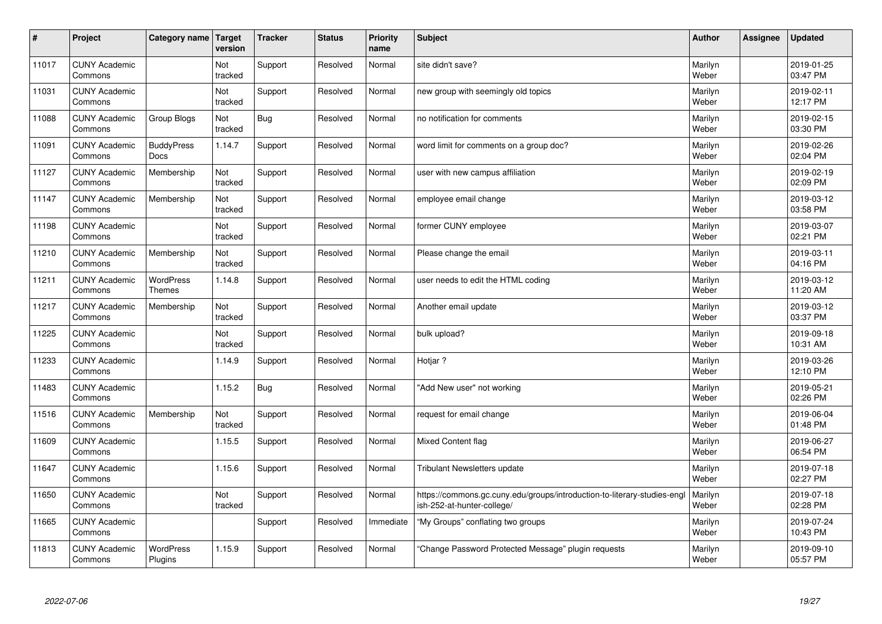| # | Project | Category name | Target version | Tracker | Status | Priority name | Subject | Author | Assignee | Updated |
|---|---|---|---|---|---|---|---|---|---|---|
| 11017 | CUNY Academic Commons | | Not tracked | Support | Resolved | Normal | site didn't save? | Marilyn Weber | | 2019-01-25 03:47 PM |
| 11031 | CUNY Academic Commons | | Not tracked | Support | Resolved | Normal | new group with seemingly old topics | Marilyn Weber | | 2019-02-11 12:17 PM |
| 11088 | CUNY Academic Commons | Group Blogs | Not tracked | Bug | Resolved | Normal | no notification for comments | Marilyn Weber | | 2019-02-15 03:30 PM |
| 11091 | CUNY Academic Commons | BuddyPress Docs | 1.14.7 | Support | Resolved | Normal | word limit for comments on a group doc? | Marilyn Weber | | 2019-02-26 02:04 PM |
| 11127 | CUNY Academic Commons | Membership | Not tracked | Support | Resolved | Normal | user with new campus affiliation | Marilyn Weber | | 2019-02-19 02:09 PM |
| 11147 | CUNY Academic Commons | Membership | Not tracked | Support | Resolved | Normal | employee email change | Marilyn Weber | | 2019-03-12 03:58 PM |
| 11198 | CUNY Academic Commons | | Not tracked | Support | Resolved | Normal | former CUNY employee | Marilyn Weber | | 2019-03-07 02:21 PM |
| 11210 | CUNY Academic Commons | Membership | Not tracked | Support | Resolved | Normal | Please change the email | Marilyn Weber | | 2019-03-11 04:16 PM |
| 11211 | CUNY Academic Commons | WordPress Themes | 1.14.8 | Support | Resolved | Normal | user needs to edit the HTML coding | Marilyn Weber | | 2019-03-12 11:20 AM |
| 11217 | CUNY Academic Commons | Membership | Not tracked | Support | Resolved | Normal | Another email update | Marilyn Weber | | 2019-03-12 03:37 PM |
| 11225 | CUNY Academic Commons | | Not tracked | Support | Resolved | Normal | bulk upload? | Marilyn Weber | | 2019-09-18 10:31 AM |
| 11233 | CUNY Academic Commons | | 1.14.9 | Support | Resolved | Normal | Hotjar ? | Marilyn Weber | | 2019-03-26 12:10 PM |
| 11483 | CUNY Academic Commons | | 1.15.2 | Bug | Resolved | Normal | "Add New user" not working | Marilyn Weber | | 2019-05-21 02:26 PM |
| 11516 | CUNY Academic Commons | Membership | Not tracked | Support | Resolved | Normal | request for email change | Marilyn Weber | | 2019-06-04 01:48 PM |
| 11609 | CUNY Academic Commons | | 1.15.5 | Support | Resolved | Normal | Mixed Content flag | Marilyn Weber | | 2019-06-27 06:54 PM |
| 11647 | CUNY Academic Commons | | 1.15.6 | Support | Resolved | Normal | Tribulant Newsletters update | Marilyn Weber | | 2019-07-18 02:27 PM |
| 11650 | CUNY Academic Commons | | Not tracked | Support | Resolved | Normal | https://commons.gc.cuny.edu/groups/introduction-to-literary-studies-english-252-at-hunter-college/ | Marilyn Weber | | 2019-07-18 02:28 PM |
| 11665 | CUNY Academic Commons | | | Support | Resolved | Immediate | "My Groups" conflating two groups | Marilyn Weber | | 2019-07-24 10:43 PM |
| 11813 | CUNY Academic Commons | WordPress Plugins | 1.15.9 | Support | Resolved | Normal | "Change Password Protected Message" plugin requests | Marilyn Weber | | 2019-09-10 05:57 PM |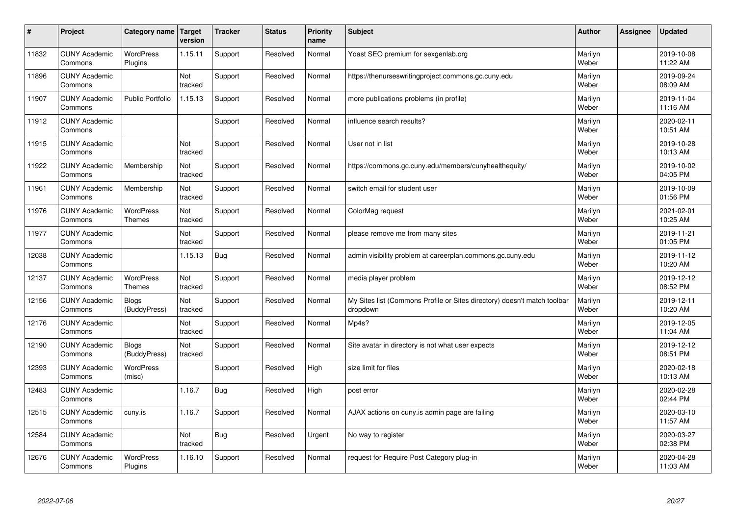| # | Project | Category name | Target version | Tracker | Status | Priority name | Subject | Author | Assignee | Updated |
|---|---|---|---|---|---|---|---|---|---|---|
| 11832 | CUNY Academic Commons | WordPress Plugins | 1.15.11 | Support | Resolved | Normal | Yoast SEO premium for sexgenlab.org | Marilyn Weber | | 2019-10-08 11:22 AM |
| 11896 | CUNY Academic Commons | | Not tracked | Support | Resolved | Normal | https://thenurseswritingproject.commons.gc.cuny.edu | Marilyn Weber | | 2019-09-24 08:09 AM |
| 11907 | CUNY Academic Commons | Public Portfolio | 1.15.13 | Support | Resolved | Normal | more publications problems (in profile) | Marilyn Weber | | 2019-11-04 11:16 AM |
| 11912 | CUNY Academic Commons | | | Support | Resolved | Normal | influence search results? | Marilyn Weber | | 2020-02-11 10:51 AM |
| 11915 | CUNY Academic Commons | | Not tracked | Support | Resolved | Normal | User not in list | Marilyn Weber | | 2019-10-28 10:13 AM |
| 11922 | CUNY Academic Commons | Membership | Not tracked | Support | Resolved | Normal | https://commons.gc.cuny.edu/members/cunyhealthequity/ | Marilyn Weber | | 2019-10-02 04:05 PM |
| 11961 | CUNY Academic Commons | Membership | Not tracked | Support | Resolved | Normal | switch email for student user | Marilyn Weber | | 2019-10-09 01:56 PM |
| 11976 | CUNY Academic Commons | WordPress Themes | Not tracked | Support | Resolved | Normal | ColorMag request | Marilyn Weber | | 2021-02-01 10:25 AM |
| 11977 | CUNY Academic Commons | | Not tracked | Support | Resolved | Normal | please remove me from many sites | Marilyn Weber | | 2019-11-21 01:05 PM |
| 12038 | CUNY Academic Commons | | 1.15.13 | Bug | Resolved | Normal | admin visibility problem at careerplan.commons.gc.cuny.edu | Marilyn Weber | | 2019-11-12 10:20 AM |
| 12137 | CUNY Academic Commons | WordPress Themes | Not tracked | Support | Resolved | Normal | media player problem | Marilyn Weber | | 2019-12-12 08:52 PM |
| 12156 | CUNY Academic Commons | Blogs (BuddyPress) | Not tracked | Support | Resolved | Normal | My Sites list (Commons Profile or Sites directory) doesn't match toolbar dropdown | Marilyn Weber | | 2019-12-11 10:20 AM |
| 12176 | CUNY Academic Commons | | Not tracked | Support | Resolved | Normal | Mp4s? | Marilyn Weber | | 2019-12-05 11:04 AM |
| 12190 | CUNY Academic Commons | Blogs (BuddyPress) | Not tracked | Support | Resolved | Normal | Site avatar in directory is not what user expects | Marilyn Weber | | 2019-12-12 08:51 PM |
| 12393 | CUNY Academic Commons | WordPress (misc) | | Support | Resolved | High | size limit for files | Marilyn Weber | | 2020-02-18 10:13 AM |
| 12483 | CUNY Academic Commons | | 1.16.7 | Bug | Resolved | High | post error | Marilyn Weber | | 2020-02-28 02:44 PM |
| 12515 | CUNY Academic Commons | cuny.is | 1.16.7 | Support | Resolved | Normal | AJAX actions on cuny.is admin page are failing | Marilyn Weber | | 2020-03-10 11:57 AM |
| 12584 | CUNY Academic Commons | | Not tracked | Bug | Resolved | Urgent | No way to register | Marilyn Weber | | 2020-03-27 02:38 PM |
| 12676 | CUNY Academic Commons | WordPress Plugins | 1.16.10 | Support | Resolved | Normal | request for Require Post Category plug-in | Marilyn Weber | | 2020-04-28 11:03 AM |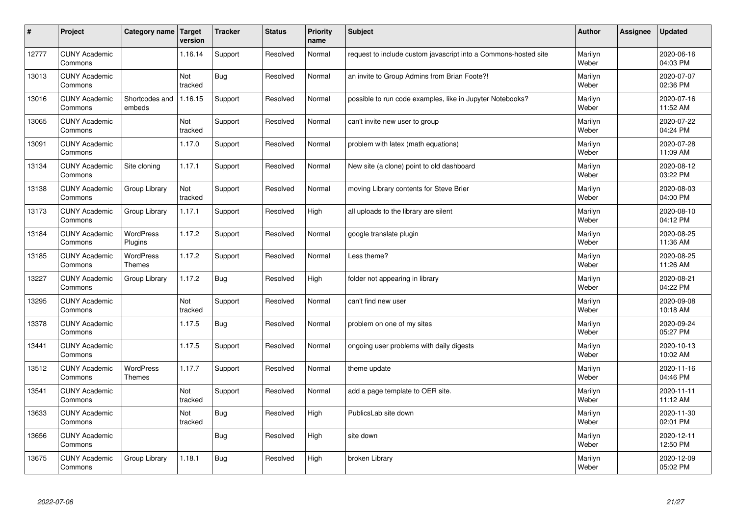| # | Project | Category name | Target version | Tracker | Status | Priority name | Subject | Author | Assignee | Updated |
|---|---|---|---|---|---|---|---|---|---|---|
| 12777 | CUNY Academic Commons | | 1.16.14 | Support | Resolved | Normal | request to include custom javascript into a Commons-hosted site | Marilyn Weber | | 2020-06-16 04:03 PM |
| 13013 | CUNY Academic Commons | | Not tracked | Bug | Resolved | Normal | an invite to Group Admins from Brian Foote?! | Marilyn Weber | | 2020-07-07 02:36 PM |
| 13016 | CUNY Academic Commons | Shortcodes and embeds | 1.16.15 | Support | Resolved | Normal | possible to run code examples, like in Jupyter Notebooks? | Marilyn Weber | | 2020-07-16 11:52 AM |
| 13065 | CUNY Academic Commons | | Not tracked | Support | Resolved | Normal | can't invite new user to group | Marilyn Weber | | 2020-07-22 04:24 PM |
| 13091 | CUNY Academic Commons | | 1.17.0 | Support | Resolved | Normal | problem with latex (math equations) | Marilyn Weber | | 2020-07-28 11:09 AM |
| 13134 | CUNY Academic Commons | Site cloning | 1.17.1 | Support | Resolved | Normal | New site (a clone) point to old dashboard | Marilyn Weber | | 2020-08-12 03:22 PM |
| 13138 | CUNY Academic Commons | Group Library | Not tracked | Support | Resolved | Normal | moving Library contents for Steve Brier | Marilyn Weber | | 2020-08-03 04:00 PM |
| 13173 | CUNY Academic Commons | Group Library | 1.17.1 | Support | Resolved | High | all uploads to the library are silent | Marilyn Weber | | 2020-08-10 04:12 PM |
| 13184 | CUNY Academic Commons | WordPress Plugins | 1.17.2 | Support | Resolved | Normal | google translate plugin | Marilyn Weber | | 2020-08-25 11:36 AM |
| 13185 | CUNY Academic Commons | WordPress Themes | 1.17.2 | Support | Resolved | Normal | Less theme? | Marilyn Weber | | 2020-08-25 11:26 AM |
| 13227 | CUNY Academic Commons | Group Library | 1.17.2 | Bug | Resolved | High | folder not appearing in library | Marilyn Weber | | 2020-08-21 04:22 PM |
| 13295 | CUNY Academic Commons | | Not tracked | Support | Resolved | Normal | can't find new user | Marilyn Weber | | 2020-09-08 10:18 AM |
| 13378 | CUNY Academic Commons | | 1.17.5 | Bug | Resolved | Normal | problem on one of my sites | Marilyn Weber | | 2020-09-24 05:27 PM |
| 13441 | CUNY Academic Commons | | 1.17.5 | Support | Resolved | Normal | ongoing user problems with daily digests | Marilyn Weber | | 2020-10-13 10:02 AM |
| 13512 | CUNY Academic Commons | WordPress Themes | 1.17.7 | Support | Resolved | Normal | theme update | Marilyn Weber | | 2020-11-16 04:46 PM |
| 13541 | CUNY Academic Commons | | Not tracked | Support | Resolved | Normal | add a page template to OER site. | Marilyn Weber | | 2020-11-11 11:12 AM |
| 13633 | CUNY Academic Commons | | Not tracked | Bug | Resolved | High | PublicsLab site down | Marilyn Weber | | 2020-11-30 02:01 PM |
| 13656 | CUNY Academic Commons | | | Bug | Resolved | High | site down | Marilyn Weber | | 2020-12-11 12:50 PM |
| 13675 | CUNY Academic Commons | Group Library | 1.18.1 | Bug | Resolved | High | broken Library | Marilyn Weber | | 2020-12-09 05:02 PM |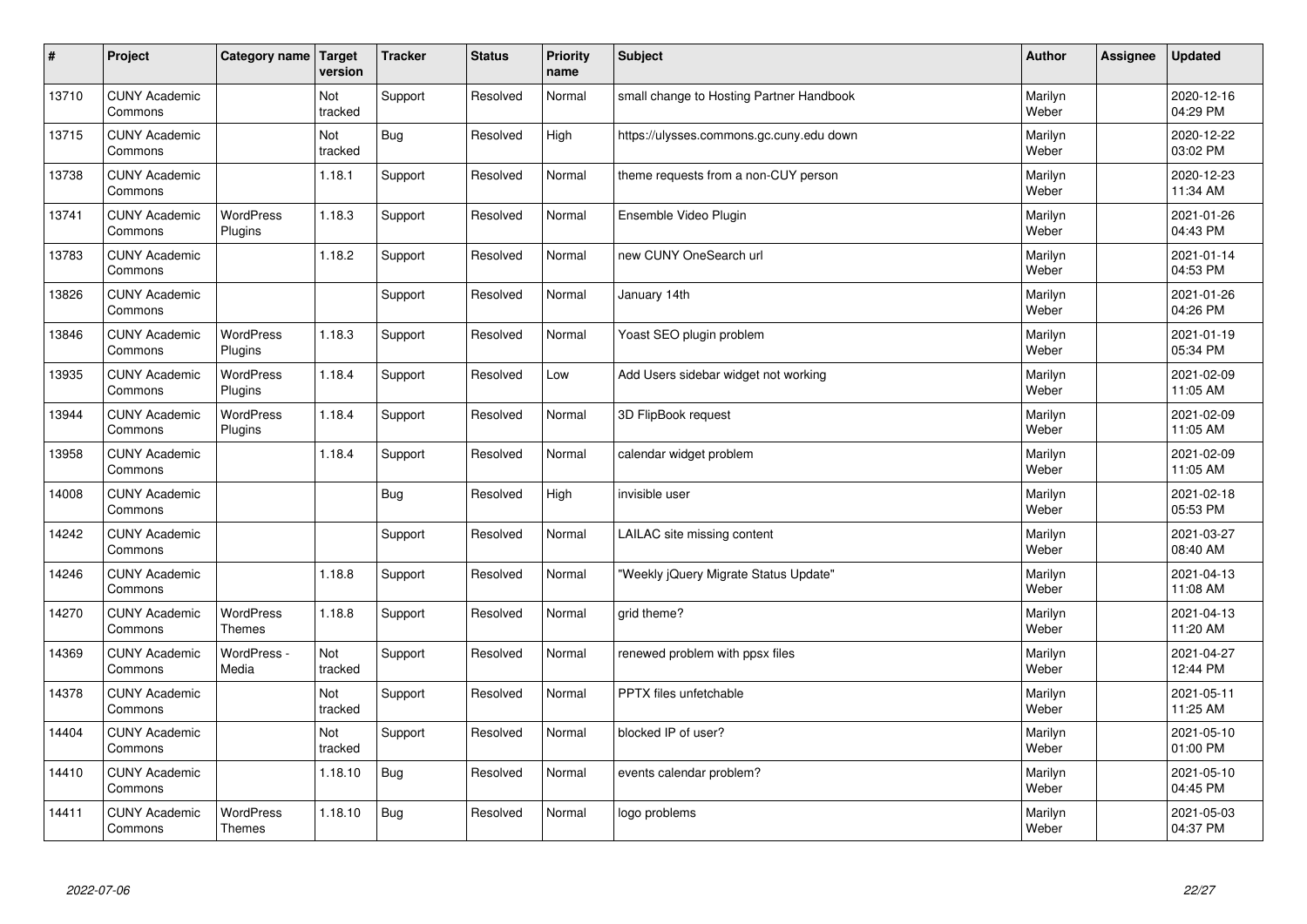| # | Project | Category name | Target version | Tracker | Status | Priority name | Subject | Author | Assignee | Updated |
|---|---|---|---|---|---|---|---|---|---|---|
| 13710 | CUNY Academic Commons | | Not tracked | Support | Resolved | Normal | small change to Hosting Partner Handbook | Marilyn Weber | | 2020-12-16 04:29 PM |
| 13715 | CUNY Academic Commons | | Not tracked | Bug | Resolved | High | https://ulysses.commons.gc.cuny.edu down | Marilyn Weber | | 2020-12-22 03:02 PM |
| 13738 | CUNY Academic Commons | | 1.18.1 | Support | Resolved | Normal | theme requests from a non-CUY person | Marilyn Weber | | 2020-12-23 11:34 AM |
| 13741 | CUNY Academic Commons | WordPress Plugins | 1.18.3 | Support | Resolved | Normal | Ensemble Video Plugin | Marilyn Weber | | 2021-01-26 04:43 PM |
| 13783 | CUNY Academic Commons | | 1.18.2 | Support | Resolved | Normal | new CUNY OneSearch url | Marilyn Weber | | 2021-01-14 04:53 PM |
| 13826 | CUNY Academic Commons | | | Support | Resolved | Normal | January 14th | Marilyn Weber | | 2021-01-26 04:26 PM |
| 13846 | CUNY Academic Commons | WordPress Plugins | 1.18.3 | Support | Resolved | Normal | Yoast SEO plugin problem | Marilyn Weber | | 2021-01-19 05:34 PM |
| 13935 | CUNY Academic Commons | WordPress Plugins | 1.18.4 | Support | Resolved | Low | Add Users sidebar widget not working | Marilyn Weber | | 2021-02-09 11:05 AM |
| 13944 | CUNY Academic Commons | WordPress Plugins | 1.18.4 | Support | Resolved | Normal | 3D FlipBook request | Marilyn Weber | | 2021-02-09 11:05 AM |
| 13958 | CUNY Academic Commons | | 1.18.4 | Support | Resolved | Normal | calendar widget problem | Marilyn Weber | | 2021-02-09 11:05 AM |
| 14008 | CUNY Academic Commons | | | Bug | Resolved | High | invisible user | Marilyn Weber | | 2021-02-18 05:53 PM |
| 14242 | CUNY Academic Commons | | | Support | Resolved | Normal | LAILAC site missing content | Marilyn Weber | | 2021-03-27 08:40 AM |
| 14246 | CUNY Academic Commons | | 1.18.8 | Support | Resolved | Normal | "Weekly jQuery Migrate Status Update" | Marilyn Weber | | 2021-04-13 11:08 AM |
| 14270 | CUNY Academic Commons | WordPress Themes | 1.18.8 | Support | Resolved | Normal | grid theme? | Marilyn Weber | | 2021-04-13 11:20 AM |
| 14369 | CUNY Academic Commons | WordPress - Media | Not tracked | Support | Resolved | Normal | renewed problem with ppsx files | Marilyn Weber | | 2021-04-27 12:44 PM |
| 14378 | CUNY Academic Commons | | Not tracked | Support | Resolved | Normal | PPTX files unfetchable | Marilyn Weber | | 2021-05-11 11:25 AM |
| 14404 | CUNY Academic Commons | | Not tracked | Support | Resolved | Normal | blocked IP of user? | Marilyn Weber | | 2021-05-10 01:00 PM |
| 14410 | CUNY Academic Commons | | 1.18.10 | Bug | Resolved | Normal | events calendar problem? | Marilyn Weber | | 2021-05-10 04:45 PM |
| 14411 | CUNY Academic Commons | WordPress Themes | 1.18.10 | Bug | Resolved | Normal | logo problems | Marilyn Weber | | 2021-05-03 04:37 PM |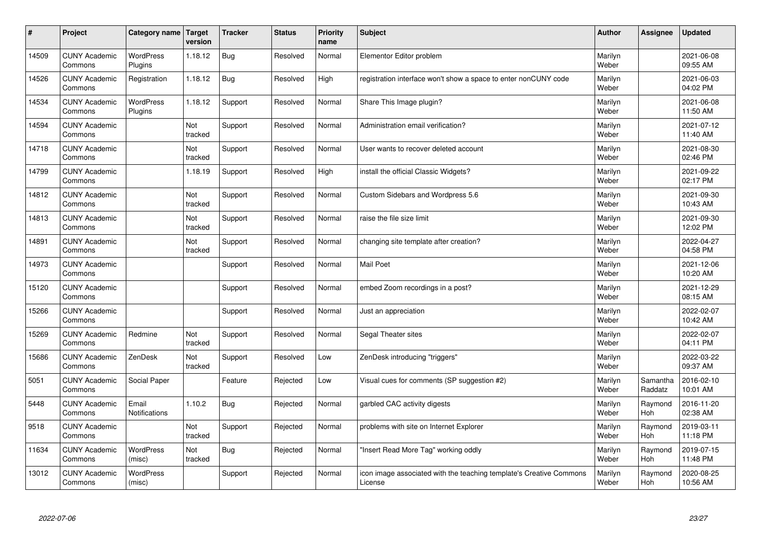| # | Project | Category name | Target version | Tracker | Status | Priority name | Subject | Author | Assignee | Updated |
|---|---|---|---|---|---|---|---|---|---|---|
| 14509 | CUNY Academic Commons | WordPress Plugins | 1.18.12 | Bug | Resolved | Normal | Elementor Editor problem | Marilyn Weber | | 2021-06-08 09:55 AM |
| 14526 | CUNY Academic Commons | Registration | 1.18.12 | Bug | Resolved | High | registration interface won't show a space to enter nonCUNY code | Marilyn Weber | | 2021-06-03 04:02 PM |
| 14534 | CUNY Academic Commons | WordPress Plugins | 1.18.12 | Support | Resolved | Normal | Share This Image plugin? | Marilyn Weber | | 2021-06-08 11:50 AM |
| 14594 | CUNY Academic Commons | | Not tracked | Support | Resolved | Normal | Administration email verification? | Marilyn Weber | | 2021-07-12 11:40 AM |
| 14718 | CUNY Academic Commons | | Not tracked | Support | Resolved | Normal | User wants to recover deleted account | Marilyn Weber | | 2021-08-30 02:46 PM |
| 14799 | CUNY Academic Commons | | 1.18.19 | Support | Resolved | High | install the official Classic Widgets? | Marilyn Weber | | 2021-09-22 02:17 PM |
| 14812 | CUNY Academic Commons | | Not tracked | Support | Resolved | Normal | Custom Sidebars and Wordpress 5.6 | Marilyn Weber | | 2021-09-30 10:43 AM |
| 14813 | CUNY Academic Commons | | Not tracked | Support | Resolved | Normal | raise the file size limit | Marilyn Weber | | 2021-09-30 12:02 PM |
| 14891 | CUNY Academic Commons | | Not tracked | Support | Resolved | Normal | changing site template after creation? | Marilyn Weber | | 2022-04-27 04:58 PM |
| 14973 | CUNY Academic Commons | | | Support | Resolved | Normal | Mail Poet | Marilyn Weber | | 2021-12-06 10:20 AM |
| 15120 | CUNY Academic Commons | | | Support | Resolved | Normal | embed Zoom recordings in a post? | Marilyn Weber | | 2021-12-29 08:15 AM |
| 15266 | CUNY Academic Commons | | | Support | Resolved | Normal | Just an appreciation | Marilyn Weber | | 2022-02-07 10:42 AM |
| 15269 | CUNY Academic Commons | Redmine | Not tracked | Support | Resolved | Normal | Segal Theater sites | Marilyn Weber | | 2022-02-07 04:11 PM |
| 15686 | CUNY Academic Commons | ZenDesk | Not tracked | Support | Resolved | Low | ZenDesk introducing "triggers" | Marilyn Weber | | 2022-03-22 09:37 AM |
| 5051 | CUNY Academic Commons | Social Paper | | Feature | Rejected | Low | Visual cues for comments (SP suggestion #2) | Marilyn Weber | Samantha Raddatz | 2016-02-10 10:01 AM |
| 5448 | CUNY Academic Commons | Email Notifications | 1.10.2 | Bug | Rejected | Normal | garbled CAC activity digests | Marilyn Weber | Raymond Hoh | 2016-11-20 02:38 AM |
| 9518 | CUNY Academic Commons | | Not tracked | Support | Rejected | Normal | problems with site on Internet Explorer | Marilyn Weber | Raymond Hoh | 2019-03-11 11:18 PM |
| 11634 | CUNY Academic Commons | WordPress (misc) | Not tracked | Bug | Rejected | Normal | "Insert Read More Tag" working oddly | Marilyn Weber | Raymond Hoh | 2019-07-15 11:48 PM |
| 13012 | CUNY Academic Commons | WordPress (misc) | | Support | Rejected | Normal | icon image associated with the teaching template's Creative Commons License | Marilyn Weber | Raymond Hoh | 2020-08-25 10:56 AM |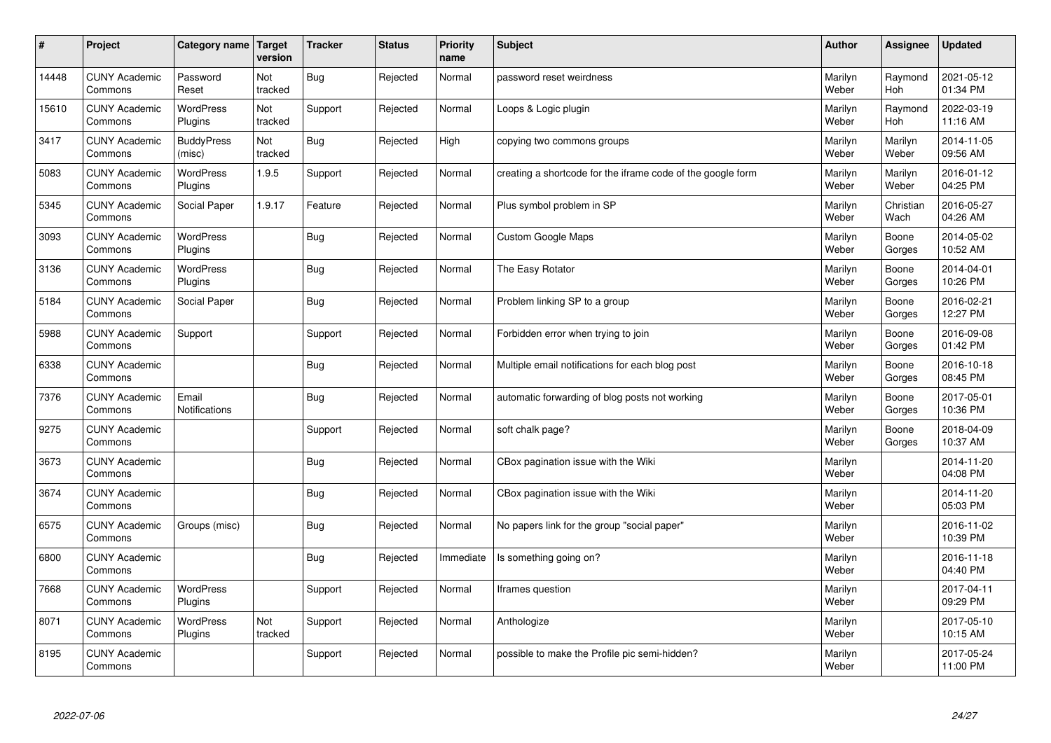| # | Project | Category name | Target version | Tracker | Status | Priority name | Subject | Author | Assignee | Updated |
|---|---|---|---|---|---|---|---|---|---|---|
| 14448 | CUNY Academic Commons | Password Reset | Not tracked | Bug | Rejected | Normal | password reset weirdness | Marilyn Weber | Raymond Hoh | 2021-05-12 01:34 PM |
| 15610 | CUNY Academic Commons | WordPress Plugins | Not tracked | Support | Rejected | Normal | Loops & Logic plugin | Marilyn Weber | Raymond Hoh | 2022-03-19 11:16 AM |
| 3417 | CUNY Academic Commons | BuddyPress (misc) | Not tracked | Bug | Rejected | High | copying two commons groups | Marilyn Weber | Marilyn Weber | 2014-11-05 09:56 AM |
| 5083 | CUNY Academic Commons | WordPress Plugins | 1.9.5 | Support | Rejected | Normal | creating a shortcode for the iframe code of the google form | Marilyn Weber | Marilyn Weber | 2016-01-12 04:25 PM |
| 5345 | CUNY Academic Commons | Social Paper | 1.9.17 | Feature | Rejected | Normal | Plus symbol problem in SP | Marilyn Weber | Christian Wach | 2016-05-27 04:26 AM |
| 3093 | CUNY Academic Commons | WordPress Plugins | | Bug | Rejected | Normal | Custom Google Maps | Marilyn Weber | Boone Gorges | 2014-05-02 10:52 AM |
| 3136 | CUNY Academic Commons | WordPress Plugins | | Bug | Rejected | Normal | The Easy Rotator | Marilyn Weber | Boone Gorges | 2014-04-01 10:26 PM |
| 5184 | CUNY Academic Commons | Social Paper | | Bug | Rejected | Normal | Problem linking SP to a group | Marilyn Weber | Boone Gorges | 2016-02-21 12:27 PM |
| 5988 | CUNY Academic Commons | Support | | Support | Rejected | Normal | Forbidden error when trying to join | Marilyn Weber | Boone Gorges | 2016-09-08 01:42 PM |
| 6338 | CUNY Academic Commons | | | Bug | Rejected | Normal | Multiple email notifications for each blog post | Marilyn Weber | Boone Gorges | 2016-10-18 08:45 PM |
| 7376 | CUNY Academic Commons | Email Notifications | | Bug | Rejected | Normal | automatic forwarding of blog posts not working | Marilyn Weber | Boone Gorges | 2017-05-01 10:36 PM |
| 9275 | CUNY Academic Commons | | | Support | Rejected | Normal | soft chalk page? | Marilyn Weber | Boone Gorges | 2018-04-09 10:37 AM |
| 3673 | CUNY Academic Commons | | | Bug | Rejected | Normal | CBox pagination issue with the Wiki | Marilyn Weber | | 2014-11-20 04:08 PM |
| 3674 | CUNY Academic Commons | | | Bug | Rejected | Normal | CBox pagination issue with the Wiki | Marilyn Weber | | 2014-11-20 05:03 PM |
| 6575 | CUNY Academic Commons | Groups (misc) | | Bug | Rejected | Normal | No papers link for the group "social paper" | Marilyn Weber | | 2016-11-02 10:39 PM |
| 6800 | CUNY Academic Commons | | | Bug | Rejected | Immediate | Is something going on? | Marilyn Weber | | 2016-11-18 04:40 PM |
| 7668 | CUNY Academic Commons | WordPress Plugins | | Support | Rejected | Normal | Iframes question | Marilyn Weber | | 2017-04-11 09:29 PM |
| 8071 | CUNY Academic Commons | WordPress Plugins | Not tracked | Support | Rejected | Normal | Anthologize | Marilyn Weber | | 2017-05-10 10:15 AM |
| 8195 | CUNY Academic Commons | | | Support | Rejected | Normal | possible to make the Profile pic semi-hidden? | Marilyn Weber | | 2017-05-24 11:00 PM |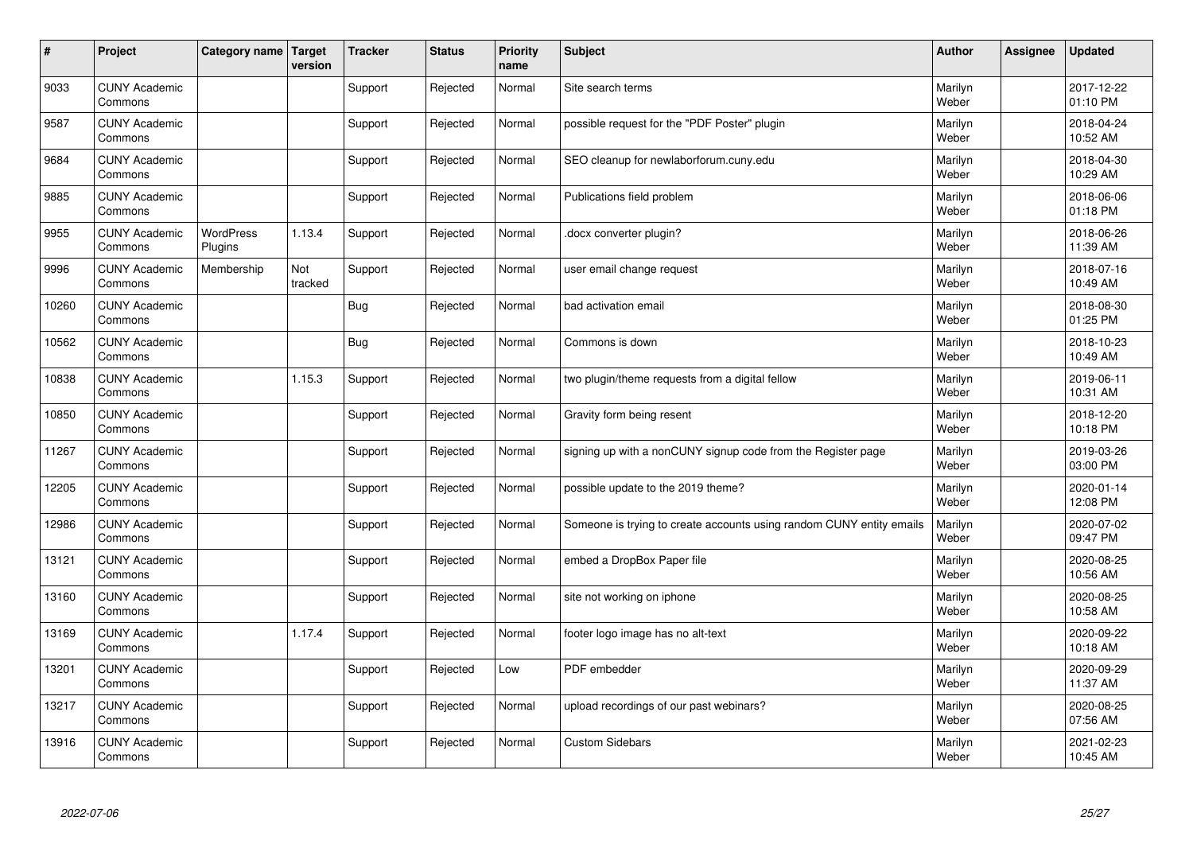| # | Project | Category name | Target version | Tracker | Status | Priority name | Subject | Author | Assignee | Updated |
|---|---|---|---|---|---|---|---|---|---|---|
| 9033 | CUNY Academic Commons | | | Support | Rejected | Normal | Site search terms | Marilyn Weber | | 2017-12-22 01:10 PM |
| 9587 | CUNY Academic Commons | | | Support | Rejected | Normal | possible request for the "PDF Poster" plugin | Marilyn Weber | | 2018-04-24 10:52 AM |
| 9684 | CUNY Academic Commons | | | Support | Rejected | Normal | SEO cleanup for newlaborforum.cuny.edu | Marilyn Weber | | 2018-04-30 10:29 AM |
| 9885 | CUNY Academic Commons | | | Support | Rejected | Normal | Publications field problem | Marilyn Weber | | 2018-06-06 01:18 PM |
| 9955 | CUNY Academic Commons | WordPress Plugins | 1.13.4 | Support | Rejected | Normal | .docx converter plugin? | Marilyn Weber | | 2018-06-26 11:39 AM |
| 9996 | CUNY Academic Commons | Membership | Not tracked | Support | Rejected | Normal | user email change request | Marilyn Weber | | 2018-07-16 10:49 AM |
| 10260 | CUNY Academic Commons | | | Bug | Rejected | Normal | bad activation email | Marilyn Weber | | 2018-08-30 01:25 PM |
| 10562 | CUNY Academic Commons | | | Bug | Rejected | Normal | Commons is down | Marilyn Weber | | 2018-10-23 10:49 AM |
| 10838 | CUNY Academic Commons | | 1.15.3 | Support | Rejected | Normal | two plugin/theme requests from a digital fellow | Marilyn Weber | | 2019-06-11 10:31 AM |
| 10850 | CUNY Academic Commons | | | Support | Rejected | Normal | Gravity form being resent | Marilyn Weber | | 2018-12-20 10:18 PM |
| 11267 | CUNY Academic Commons | | | Support | Rejected | Normal | signing up with a nonCUNY signup code from the Register page | Marilyn Weber | | 2019-03-26 03:00 PM |
| 12205 | CUNY Academic Commons | | | Support | Rejected | Normal | possible update to the 2019 theme? | Marilyn Weber | | 2020-01-14 12:08 PM |
| 12986 | CUNY Academic Commons | | | Support | Rejected | Normal | Someone is trying to create accounts using random CUNY entity emails | Marilyn Weber | | 2020-07-02 09:47 PM |
| 13121 | CUNY Academic Commons | | | Support | Rejected | Normal | embed a DropBox Paper file | Marilyn Weber | | 2020-08-25 10:56 AM |
| 13160 | CUNY Academic Commons | | | Support | Rejected | Normal | site not working on iphone | Marilyn Weber | | 2020-08-25 10:58 AM |
| 13169 | CUNY Academic Commons | | 1.17.4 | Support | Rejected | Normal | footer logo image has no alt-text | Marilyn Weber | | 2020-09-22 10:18 AM |
| 13201 | CUNY Academic Commons | | | Support | Rejected | Low | PDF embedder | Marilyn Weber | | 2020-09-29 11:37 AM |
| 13217 | CUNY Academic Commons | | | Support | Rejected | Normal | upload recordings of our past webinars? | Marilyn Weber | | 2020-08-25 07:56 AM |
| 13916 | CUNY Academic Commons | | | Support | Rejected | Normal | Custom Sidebars | Marilyn Weber | | 2021-02-23 10:45 AM |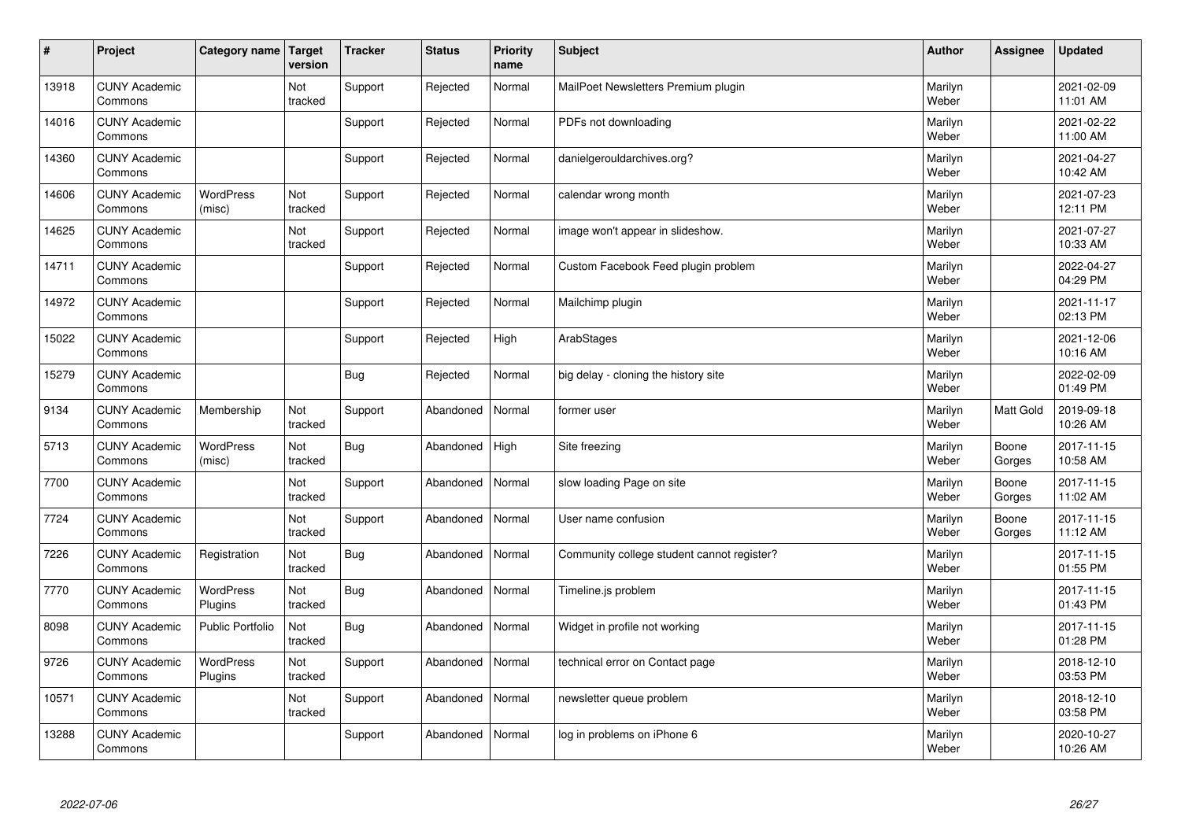| # | Project | Category name | Target version | Tracker | Status | Priority name | Subject | Author | Assignee | Updated |
|---|---|---|---|---|---|---|---|---|---|---|
| 13918 | CUNY Academic Commons | | Not tracked | Support | Rejected | Normal | MailPoet Newsletters Premium plugin | Marilyn Weber | | 2021-02-09 11:01 AM |
| 14016 | CUNY Academic Commons | | | Support | Rejected | Normal | PDFs not downloading | Marilyn Weber | | 2021-02-22 11:00 AM |
| 14360 | CUNY Academic Commons | | | Support | Rejected | Normal | danielgerouldarchives.org? | Marilyn Weber | | 2021-04-27 10:42 AM |
| 14606 | CUNY Academic Commons | WordPress (misc) | Not tracked | Support | Rejected | Normal | calendar wrong month | Marilyn Weber | | 2021-07-23 12:11 PM |
| 14625 | CUNY Academic Commons | | Not tracked | Support | Rejected | Normal | image won't appear in slideshow. | Marilyn Weber | | 2021-07-27 10:33 AM |
| 14711 | CUNY Academic Commons | | | Support | Rejected | Normal | Custom Facebook Feed plugin problem | Marilyn Weber | | 2022-04-27 04:29 PM |
| 14972 | CUNY Academic Commons | | | Support | Rejected | Normal | Mailchimp plugin | Marilyn Weber | | 2021-11-17 02:13 PM |
| 15022 | CUNY Academic Commons | | | Support | Rejected | High | ArabStages | Marilyn Weber | | 2021-12-06 10:16 AM |
| 15279 | CUNY Academic Commons | | | Bug | Rejected | Normal | big delay - cloning the history site | Marilyn Weber | | 2022-02-09 01:49 PM |
| 9134 | CUNY Academic Commons | Membership | Not tracked | Support | Abandoned | Normal | former user | Marilyn Weber | Matt Gold | 2019-09-18 10:26 AM |
| 5713 | CUNY Academic Commons | WordPress (misc) | Not tracked | Bug | Abandoned | High | Site freezing | Marilyn Weber | Boone Gorges | 2017-11-15 10:58 AM |
| 7700 | CUNY Academic Commons | | Not tracked | Support | Abandoned | Normal | slow loading Page on site | Marilyn Weber | Boone Gorges | 2017-11-15 11:02 AM |
| 7724 | CUNY Academic Commons | | Not tracked | Support | Abandoned | Normal | User name confusion | Marilyn Weber | Boone Gorges | 2017-11-15 11:12 AM |
| 7226 | CUNY Academic Commons | Registration | Not tracked | Bug | Abandoned | Normal | Community college student cannot register? | Marilyn Weber | | 2017-11-15 01:55 PM |
| 7770 | CUNY Academic Commons | WordPress Plugins | Not tracked | Bug | Abandoned | Normal | Timeline.js problem | Marilyn Weber | | 2017-11-15 01:43 PM |
| 8098 | CUNY Academic Commons | Public Portfolio | Not tracked | Bug | Abandoned | Normal | Widget in profile not working | Marilyn Weber | | 2017-11-15 01:28 PM |
| 9726 | CUNY Academic Commons | WordPress Plugins | Not tracked | Support | Abandoned | Normal | technical error on Contact page | Marilyn Weber | | 2018-12-10 03:53 PM |
| 10571 | CUNY Academic Commons | | Not tracked | Support | Abandoned | Normal | newsletter queue problem | Marilyn Weber | | 2018-12-10 03:58 PM |
| 13288 | CUNY Academic Commons | | | Support | Abandoned | Normal | log in problems on iPhone 6 | Marilyn Weber | | 2020-10-27 10:26 AM |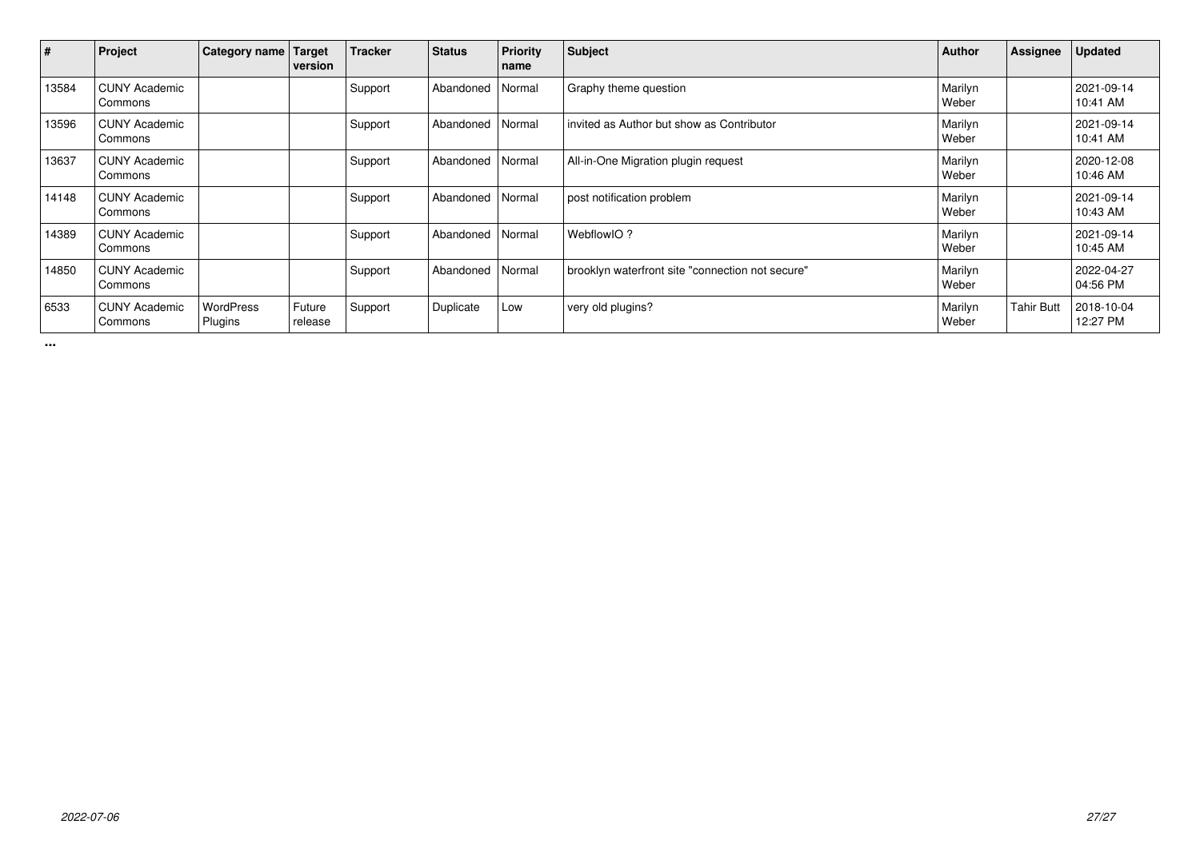| # | Project | Category name | Target version | Tracker | Status | Priority name | Subject | Author | Assignee | Updated |
|---|---|---|---|---|---|---|---|---|---|---|
| 13584 | CUNY Academic Commons | | | Support | Abandoned | Normal | Graphy theme question | Marilyn Weber | | 2021-09-14 10:41 AM |
| 13596 | CUNY Academic Commons | | | Support | Abandoned | Normal | invited as Author but show as Contributor | Marilyn Weber | | 2021-09-14 10:41 AM |
| 13637 | CUNY Academic Commons | | | Support | Abandoned | Normal | All-in-One Migration plugin request | Marilyn Weber | | 2020-12-08 10:46 AM |
| 14148 | CUNY Academic Commons | | | Support | Abandoned | Normal | post notification problem | Marilyn Weber | | 2021-09-14 10:43 AM |
| 14389 | CUNY Academic Commons | | | Support | Abandoned | Normal | WebflowIO ? | Marilyn Weber | | 2021-09-14 10:45 AM |
| 14850 | CUNY Academic Commons | | | Support | Abandoned | Normal | brooklyn waterfront site "connection not secure" | Marilyn Weber | | 2022-04-27 04:56 PM |
| 6533 | CUNY Academic Commons | WordPress Plugins | Future release | Support | Duplicate | Low | very old plugins? | Marilyn Weber | Tahir Butt | 2018-10-04 12:27 PM |

...